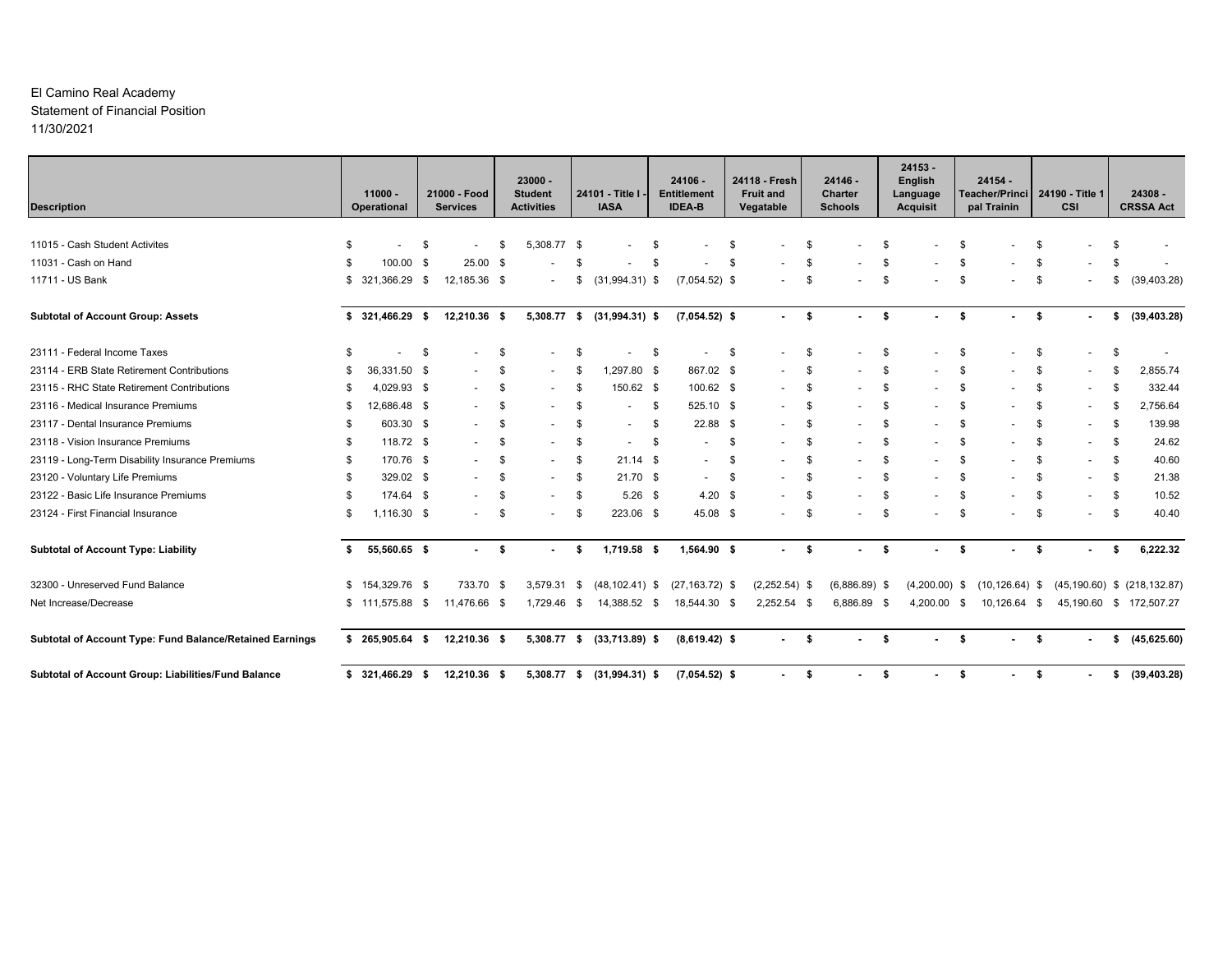El Camino Real Academy
Statement of Financial Position
11/30/2021

| Description | 11000 - Operational | 21000 - Food Services | 23000 - Student Activities | 24101 - Title I - IASA | 24106 - Entitlement IDEA-B | 24118 - Fresh Fruit and Vegatable | 24146 - Charter Schools | 24153 - English Language Acquisit | 24154 - Teacher/Principal Trainin | 24190 - Title 1 CSI | 24308 - CRSSA Act |
|---|---|---|---|---|---|---|---|---|---|---|---|
| 11015 - Cash Student Activites | $ - | $ - | $ 5,308.77 | $ - | $ - | $ - | $ - | $ - | $ - | $ - | $ - |
| 11031 - Cash on Hand | $ 100.00 | $ 25.00 | $ - | $ - | $ - | $ - | $ - | $ - | $ - | $ - | $ - |
| 11711 - US Bank | $ 321,366.29 | $ 12,185.36 | $ - | $ (31,994.31) | $ (7,054.52) | $ - | $ - | $ - | $ - | $ - | $ (39,403.28) |
| **Subtotal of Account Group: Assets** | **$ 321,466.29** | **$ 12,210.36** | **$ 5,308.77** | **$ (31,994.31)** | **$ (7,054.52)** | **$ -** | **$ -** | **$ -** | **$ -** | **$ -** | **$ (39,403.28)** |
| 23111 - Federal Income Taxes | $ - | $ - | $ - | $ - | $ - | $ - | $ - | $ - | $ - | $ - | $ - |
| 23114 - ERB State Retirement Contributions | $ 36,331.50 | $ - | $ - | $ 1,297.80 | $ 867.02 | $ - | $ - | $ - | $ - | $ - | $ 2,855.74 |
| 23115 - RHC State Retirement Contributions | $ 4,029.93 | $ - | $ - | $ 150.62 | $ 100.62 | $ - | $ - | $ - | $ - | $ - | $ 332.44 |
| 23116 - Medical Insurance Premiums | $ 12,686.48 | $ - | $ - | $ - | $ 525.10 | $ - | $ - | $ - | $ - | $ - | $ 2,756.64 |
| 23117 - Dental Insurance Premiums | $ 603.30 | $ - | $ - | $ - | $ 22.88 | $ - | $ - | $ - | $ - | $ - | $ 139.98 |
| 23118 - Vision Insurance Premiums | $ 118.72 | $ - | $ - | $ - | $ - | $ - | $ - | $ - | $ - | $ - | $ 24.62 |
| 23119 - Long-Term Disability Insurance Premiums | $ 170.76 | $ - | $ - | $ 21.14 | $ - | $ - | $ - | $ - | $ - | $ - | $ 40.60 |
| 23120 - Voluntary Life Premiums | $ 329.02 | $ - | $ - | $ 21.70 | $ - | $ - | $ - | $ - | $ - | $ - | $ 21.38 |
| 23122 - Basic Life Insurance Premiums | $ 174.64 | $ - | $ - | $ 5.26 | $ 4.20 | $ - | $ - | $ - | $ - | $ - | $ 10.52 |
| 23124 - First Financial Insurance | $ 1,116.30 | $ - | $ - | $ 223.06 | $ 45.08 | $ - | $ - | $ - | $ - | $ - | $ 40.40 |
| **Subtotal of Account Type: Liability** | **$ 55,560.65** | **$ -** | **$ -** | **$ 1,719.58** | **$ 1,564.90** | **$ -** | **$ -** | **$ -** | **$ -** | **$ -** | **$ 6,222.32** |
| 32300 - Unreserved Fund Balance | $ 154,329.76 | $ 733.70 | $ 3,579.31 | $ (48,102.41) | $ (27,163.72) | $ (2,252.54) | $ (6,886.89) | $ (4,200.00) | $ (10,126.64) | $ (45,190.60) | $ (218,132.87) |
| Net Increase/Decrease | $ 111,575.88 | $ 11,476.66 | $ 1,729.46 | $ 14,388.52 | $ 18,544.30 | $ 2,252.54 | $ 6,886.89 | $ 4,200.00 | $ 10,126.64 | $ 45,190.60 | $ 172,507.27 |
| **Subtotal of Account Type: Fund Balance/Retained Earnings** | **$ 265,905.64** | **$ 12,210.36** | **$ 5,308.77** | **$ (33,713.89)** | **$ (8,619.42)** | **$ -** | **$ -** | **$ -** | **$ -** | **$ -** | **$ (45,625.60)** |
| **Subtotal of Account Group: Liabilities/Fund Balance** | **$ 321,466.29** | **$ 12,210.36** | **$ 5,308.77** | **$ (31,994.31)** | **$ (7,054.52)** | **$ -** | **$ -** | **$ -** | **$ -** | **$ -** | **$ (39,403.28)** |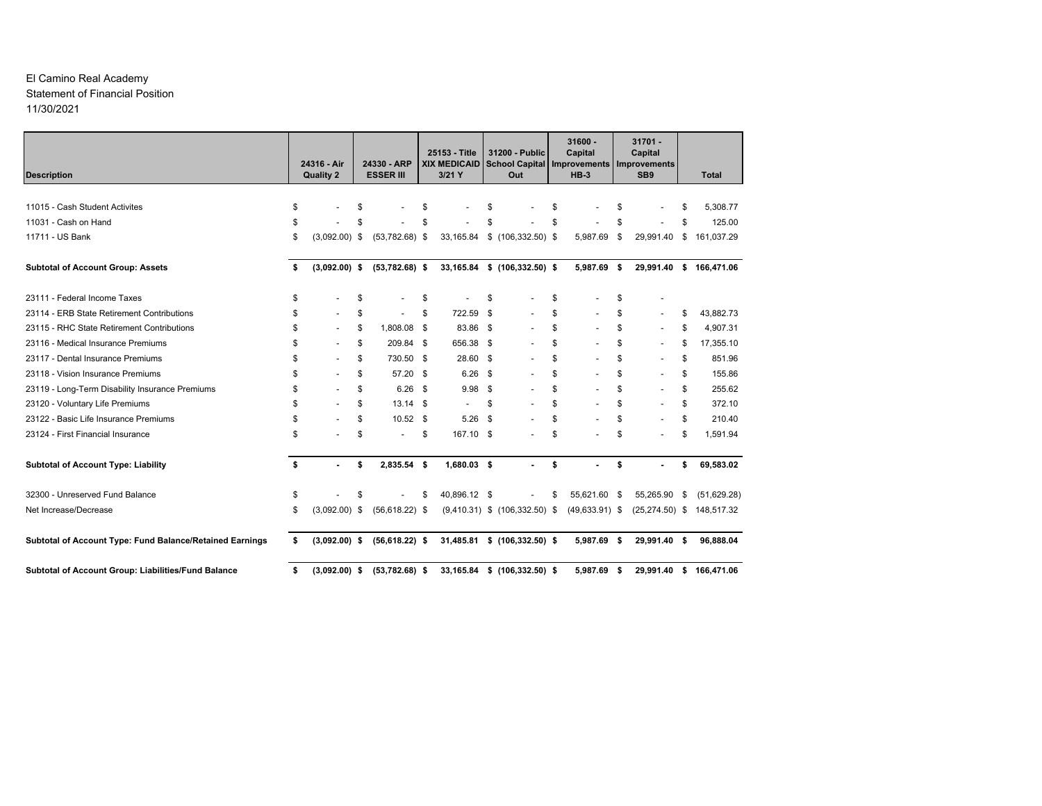El Camino Real Academy
Statement of Financial Position
11/30/2021

| Description | 24316 - Air Quality 2 | 24330 - ARP ESSER III | 25153 - Title XIX MEDICAID 3/21 Y | 31200 - Public School Capital Out | 31600 - Capital Improvements HB-3 | 31701 - Capital Improvements SB9 | Total |
|---|---|---|---|---|---|---|---|
| 11015 - Cash Student Activites | $ - | $ - | $ - | $ - | $ - | $ - | $ 5,308.77 |
| 11031 - Cash on Hand | $ - | $ - | $ - | $ - | $ - | $ - | $ 125.00 |
| 11711 - US Bank | $ (3,092.00) | $ (53,782.68) | $ 33,165.84 | $ (106,332.50) | $ 5,987.69 | $ 29,991.40 | $ 161,037.29 |
| **Subtotal of Account Group: Assets** | **$ (3,092.00)** | **$ (53,782.68)** | **$ 33,165.84** | **$ (106,332.50)** | **$ 5,987.69** | **$ 29,991.40** | **$ 166,471.06** |
| 23111 - Federal Income Taxes | $ - | $ - | $ - | $ - | $ - | $ - | |
| 23114 - ERB State Retirement Contributions | $ - | $ - | $ 722.59 | $ - | $ - | $ - | $ 43,882.73 |
| 23115 - RHC State Retirement Contributions | $ - | $ 1,808.08 | $ 83.86 | $ - | $ - | $ - | $ 4,907.31 |
| 23116 - Medical Insurance Premiums | $ - | $ 209.84 | $ 656.38 | $ - | $ - | $ - | $ 17,355.10 |
| 23117 - Dental Insurance Premiums | $ - | $ 730.50 | $ 28.60 | $ - | $ - | $ - | $ 851.96 |
| 23118 - Vision Insurance Premiums | $ - | $ 57.20 | $ 6.26 | $ - | $ - | $ - | $ 155.86 |
| 23119 - Long-Term Disability Insurance Premiums | $ - | $ 6.26 | $ 9.98 | $ - | $ - | $ - | $ 255.62 |
| 23120 - Voluntary Life Premiums | $ - | $ 13.14 | $ - | $ - | $ - | $ - | $ 372.10 |
| 23122 - Basic Life Insurance Premiums | $ - | $ 10.52 | $ 5.26 | $ - | $ - | $ - | $ 210.40 |
| 23124 - First Financial Insurance | $ - | $ - | $ 167.10 | $ - | $ - | $ - | $ 1,591.94 |
| **Subtotal of Account Type: Liability** | **$ -** | **$ 2,835.54** | **$ 1,680.03** | **$ -** | **$ -** | **$ -** | **$ 69,583.02** |
| 32300 - Unreserved Fund Balance | $ - | $ - | $ 40,896.12 | $ - | $ 55,621.60 | $ 55,265.90 | $ (51,629.28) |
| Net Increase/Decrease | $ (3,092.00) | $ (56,618.22) | $ (9,410.31) | $ (106,332.50) | $ (49,633.91) | $ (25,274.50) | $ 148,517.32 |
| **Subtotal of Account Type: Fund Balance/Retained Earnings** | **$ (3,092.00)** | **$ (56,618.22)** | **$ 31,485.81** | **$ (106,332.50)** | **$ 5,987.69** | **$ 29,991.40** | **$ 96,888.04** |
| **Subtotal of Account Group: Liabilities/Fund Balance** | **$ (3,092.00)** | **$ (53,782.68)** | **$ 33,165.84** | **$ (106,332.50)** | **$ 5,987.69** | **$ 29,991.40** | **$ 166,471.06** |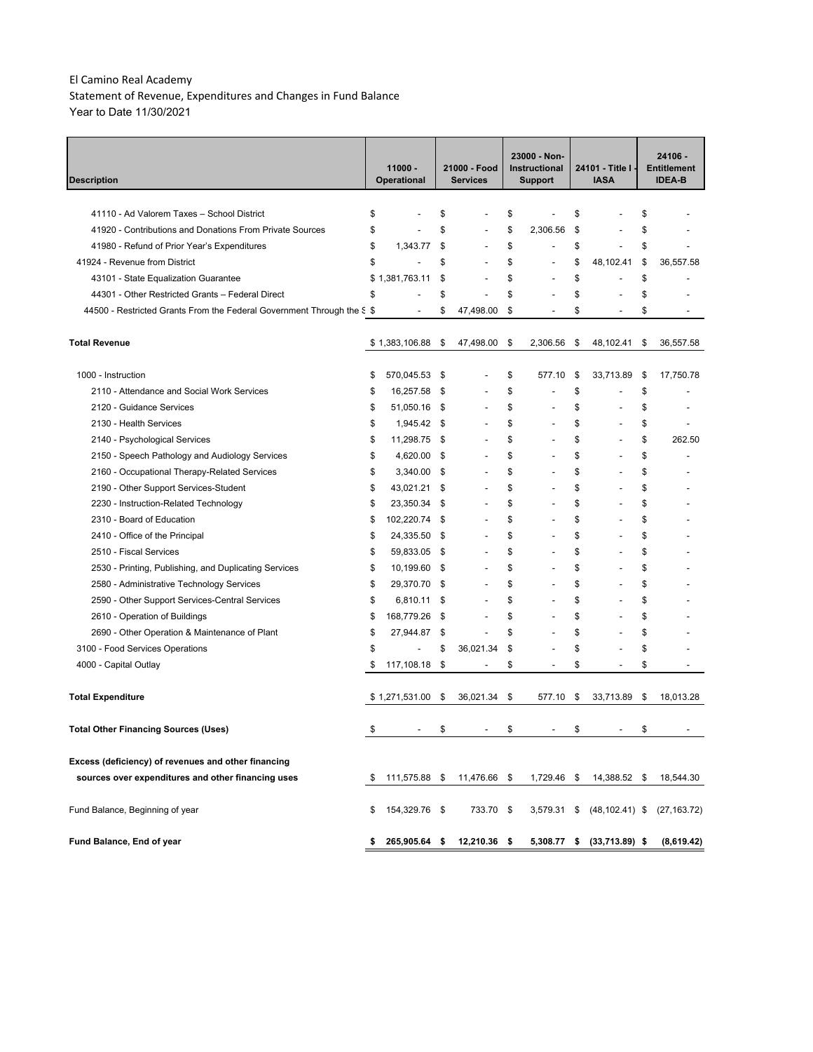El Camino Real Academy
Statement of Revenue, Expenditures and Changes in Fund Balance
Year to Date 11/30/2021

| Description | 11000 - Operational | 21000 - Food Services | 23000 - Non-Instructional Support | 24101 - Title I - IASA | 24106 - Entitlement IDEA-B |
|---|---|---|---|---|---|
| 41110 - Ad Valorem Taxes – School District | $ - | $ - | $ - | $ - | $ - |
| 41920 - Contributions and Donations From Private Sources | $ - | $ - | $ 2,306.56 | $ - | $ - |
| 41980 - Refund of Prior Year's Expenditures | $ 1,343.77 | $ - | $ - | $ - | $ - |
| 41924 - Revenue from District | $ - | $ - | $ - | $ 48,102.41 | $ 36,557.58 |
| 43101 - State Equalization Guarantee | $ 1,381,763.11 | $ - | $ - | $ - | $ - |
| 44301 - Other Restricted Grants – Federal Direct | $ - | $ - | $ - | $ - | $ - |
| 44500 - Restricted Grants From the Federal Government Through the S | $ - | $ 47,498.00 | $ - | $ - | $ - |
| **Total Revenue** | $ 1,383,106.88 | $ 47,498.00 | $ 2,306.56 | $ 48,102.41 | $ 36,557.58 |
| 1000 - Instruction | $ 570,045.53 | $ - | $ 577.10 | $ 33,713.89 | $ 17,750.78 |
| 2110 - Attendance and Social Work Services | $ 16,257.58 | $ - | $ - | $ - | $ - |
| 2120 - Guidance Services | $ 51,050.16 | $ - | $ - | $ - | $ - |
| 2130 - Health Services | $ 1,945.42 | $ - | $ - | $ - | $ - |
| 2140 - Psychological Services | $ 11,298.75 | $ - | $ - | $ - | $ 262.50 |
| 2150 - Speech Pathology and Audiology Services | $ 4,620.00 | $ - | $ - | $ - | $ - |
| 2160 - Occupational Therapy-Related Services | $ 3,340.00 | $ - | $ - | $ - | $ - |
| 2190 - Other Support Services-Student | $ 43,021.21 | $ - | $ - | $ - | $ - |
| 2230 - Instruction-Related Technology | $ 23,350.34 | $ - | $ - | $ - | $ - |
| 2310 - Board of Education | $ 102,220.74 | $ - | $ - | $ - | $ - |
| 2410 - Office of the Principal | $ 24,335.50 | $ - | $ - | $ - | $ - |
| 2510 - Fiscal Services | $ 59,833.05 | $ - | $ - | $ - | $ - |
| 2530 - Printing, Publishing, and Duplicating Services | $ 10,199.60 | $ - | $ - | $ - | $ - |
| 2580 - Administrative Technology Services | $ 29,370.70 | $ - | $ - | $ - | $ - |
| 2590 - Other Support Services-Central Services | $ 6,810.11 | $ - | $ - | $ - | $ - |
| 2610 - Operation of Buildings | $ 168,779.26 | $ - | $ - | $ - | $ - |
| 2690 - Other Operation & Maintenance of Plant | $ 27,944.87 | $ - | $ - | $ - | $ - |
| 3100 - Food Services Operations | $ - | $ 36,021.34 | $ - | $ - | $ - |
| 4000 - Capital Outlay | $ 117,108.18 | $ - | $ - | $ - | $ - |
| **Total Expenditure** | $ 1,271,531.00 | $ 36,021.34 | $ 577.10 | $ 33,713.89 | $ 18,013.28 |
| **Total Other Financing Sources (Uses)** | $ - | $ - | $ - | $ - | $ - |
| **Excess (deficiency) of revenues and other financing sources over expenditures and other financing uses** | $ 111,575.88 | $ 11,476.66 | $ 1,729.46 | $ 14,388.52 | $ 18,544.30 |
| Fund Balance, Beginning of year | $ 154,329.76 | $ 733.70 | $ 3,579.31 | $ (48,102.41) | $ (27,163.72) |
| **Fund Balance, End of year** | **$ 265,905.64** | **$ 12,210.36** | **$ 5,308.77** | **$ (33,713.89)** | **$ (8,619.42)** |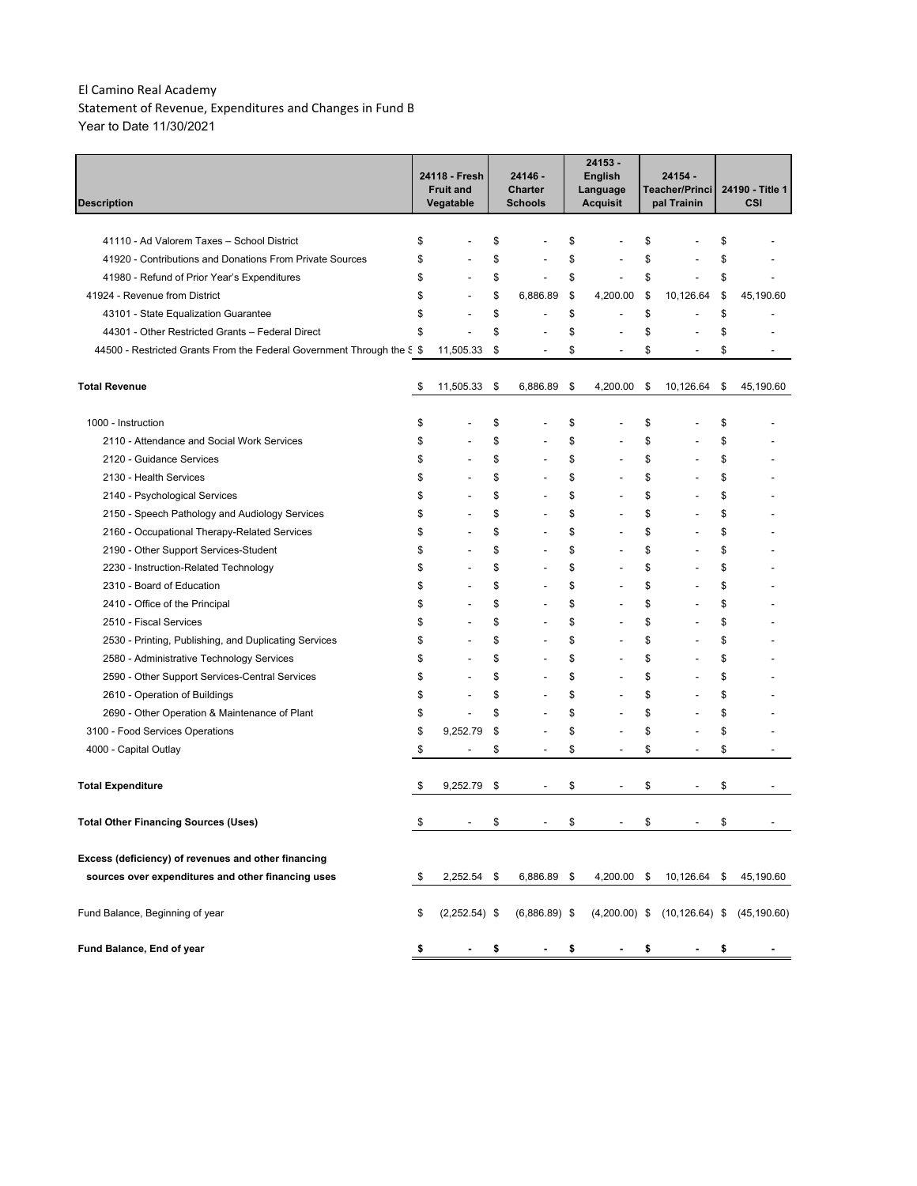El Camino Real Academy
Statement of Revenue, Expenditures and Changes in Fund B
Year to Date 11/30/2021

| Description | 24118 - Fresh Fruit and Vegatable | 24146 - Charter Schools | 24153 - English Language Acquisit | 24154 - Teacher/Princi pal Trainin | 24190 - Title 1 CSI |
|---|---|---|---|---|---|
| 41110 - Ad Valorem Taxes – School District | $ - | $ - | $ - | $ - | $ - |
| 41920 - Contributions and Donations From Private Sources | $ - | $ - | $ - | $ - | $ - |
| 41980 - Refund of Prior Year's Expenditures | $ - | $ - | $ - | $ - | $ - |
| 41924 - Revenue from District | $ - | $ 6,886.89 | $ 4,200.00 | $ 10,126.64 | $ 45,190.60 |
| 43101 - State Equalization Guarantee | $ - | $ - | $ - | $ - | $ - |
| 44301 - Other Restricted Grants – Federal Direct | $ - | $ - | $ - | $ - | $ - |
| 44500 - Restricted Grants From the Federal Government Through the S | $ 11,505.33 | $ - | $ - | $ - | $ - |
| **Total Revenue** | $ 11,505.33 | $ 6,886.89 | $ 4,200.00 | $ 10,126.64 | $ 45,190.60 |
| 1000 - Instruction | $ - | $ - | $ - | $ - | $ - |
| 2110 - Attendance and Social Work Services | $ - | $ - | $ - | $ - | $ - |
| 2120 - Guidance Services | $ - | $ - | $ - | $ - | $ - |
| 2130 - Health Services | $ - | $ - | $ - | $ - | $ - |
| 2140 - Psychological Services | $ - | $ - | $ - | $ - | $ - |
| 2150 - Speech Pathology and Audiology Services | $ - | $ - | $ - | $ - | $ - |
| 2160 - Occupational Therapy-Related Services | $ - | $ - | $ - | $ - | $ - |
| 2190 - Other Support Services-Student | $ - | $ - | $ - | $ - | $ - |
| 2230 - Instruction-Related Technology | $ - | $ - | $ - | $ - | $ - |
| 2310 - Board of Education | $ - | $ - | $ - | $ - | $ - |
| 2410 - Office of the Principal | $ - | $ - | $ - | $ - | $ - |
| 2510 - Fiscal Services | $ - | $ - | $ - | $ - | $ - |
| 2530 - Printing, Publishing, and Duplicating Services | $ - | $ - | $ - | $ - | $ - |
| 2580 - Administrative Technology Services | $ - | $ - | $ - | $ - | $ - |
| 2590 - Other Support Services-Central Services | $ - | $ - | $ - | $ - | $ - |
| 2610 - Operation of Buildings | $ - | $ - | $ - | $ - | $ - |
| 2690 - Other Operation & Maintenance of Plant | $ - | $ - | $ - | $ - | $ - |
| 3100 - Food Services Operations | $ 9,252.79 | $ - | $ - | $ - | $ - |
| 4000 - Capital Outlay | $ - | $ - | $ - | $ - | $ - |
| **Total Expenditure** | $ 9,252.79 | $ - | $ - | $ - | $ - |
| **Total Other Financing Sources (Uses)** | $ - | $ - | $ - | $ - | $ - |
| **Excess (deficiency) of revenues and other financing sources over expenditures and other financing uses** | $ 2,252.54 | $ 6,886.89 | $ 4,200.00 | $ 10,126.64 | $ 45,190.60 |
| Fund Balance, Beginning of year | $ (2,252.54) | $ (6,886.89) | $ (4,200.00) | $ (10,126.64) | $ (45,190.60) |
| **Fund Balance, End of year** | **$ -** | **$ -** | **$ -** | **$ -** | **$ -** |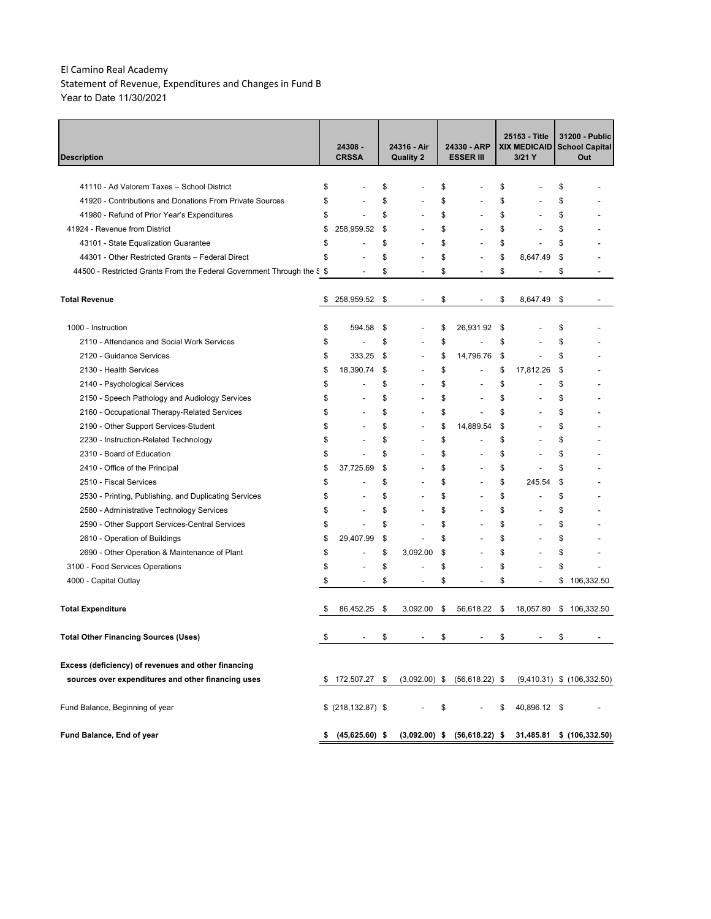El Camino Real Academy

Statement of Revenue, Expenditures and Changes in Fund B

Year to Date 11/30/2021

| Description | 24308 - CRSSA | 24316 - Air Quality 2 | 24330 - ARP ESSER III | 25153 - Title XIX MEDICAID 3/21 Y | 31200 - Public School Capital Out |
|---|---|---|---|---|---|
| 41110 - Ad Valorem Taxes – School District | $ - | $ - | $ - | $ - | $ - |
| 41920 - Contributions and Donations From Private Sources | $ - | $ - | $ - | $ - | $ - |
| 41980 - Refund of Prior Year's Expenditures | $ - | $ - | $ - | $ - | $ - |
| 41924 - Revenue from District | $ 258,959.52 | $ - | $ - | $ - | $ - |
| 43101 - State Equalization Guarantee | $ - | $ - | $ - | $ - | $ - |
| 44301 - Other Restricted Grants – Federal Direct | $ - | $ - | $ - | $ 8,647.49 | $ - |
| 44500 - Restricted Grants From the Federal Government Through the S | $ - | $ - | $ - | $ - | $ - |
| **Total Revenue** | $ 258,959.52 | $ - | $ - | $ 8,647.49 | $ - |
| 1000 - Instruction | $ 594.58 | $ - | $ 26,931.92 | $ - | $ - |
| 2110 - Attendance and Social Work Services | $ - | $ - | $ - | $ - | $ - |
| 2120 - Guidance Services | $ 333.25 | $ - | $ 14,796.76 | $ - | $ - |
| 2130 - Health Services | $ 18,390.74 | $ - | $ - | $ 17,812.26 | $ - |
| 2140 - Psychological Services | $ - | $ - | $ - | $ - | $ - |
| 2150 - Speech Pathology and Audiology Services | $ - | $ - | $ - | $ - | $ - |
| 2160 - Occupational Therapy-Related Services | $ - | $ - | $ - | $ - | $ - |
| 2190 - Other Support Services-Student | $ - | $ - | $ 14,889.54 | $ - | $ - |
| 2230 - Instruction-Related Technology | $ - | $ - | $ - | $ - | $ - |
| 2310 - Board of Education | $ - | $ - | $ - | $ - | $ - |
| 2410 - Office of the Principal | $ 37,725.69 | $ - | $ - | $ - | $ - |
| 2510 - Fiscal Services | $ - | $ - | $ - | $ 245.54 | $ - |
| 2530 - Printing, Publishing, and Duplicating Services | $ - | $ - | $ - | $ - | $ - |
| 2580 - Administrative Technology Services | $ - | $ - | $ - | $ - | $ - |
| 2590 - Other Support Services-Central Services | $ - | $ - | $ - | $ - | $ - |
| 2610 - Operation of Buildings | $ 29,407.99 | $ - | $ - | $ - | $ - |
| 2690 - Other Operation & Maintenance of Plant | $ - | $ 3,092.00 | $ - | $ - | $ - |
| 3100 - Food Services Operations | $ - | $ - | $ - | $ - | $ - |
| 4000 - Capital Outlay | $ - | $ - | $ - | $ - | $ 106,332.50 |
| **Total Expenditure** | $ 86,452.25 | $ 3,092.00 | $ 56,618.22 | $ 18,057.80 | $ 106,332.50 |
| **Total Other Financing Sources (Uses)** | $ - | $ - | $ - | $ - | $ - |
| **Excess (deficiency) of revenues and other financing sources over expenditures and other financing uses** | $ 172,507.27 | $ (3,092.00) | $ (56,618.22) | $ (9,410.31) | $ (106,332.50) |
| Fund Balance, Beginning of year | $ (218,132.87) | $ - | $ - | $ 40,896.12 | $ - |
| **Fund Balance, End of year** | **$ (45,625.60)** | **$ (3,092.00)** | **$ (56,618.22)** | **$ 31,485.81** | **$ (106,332.50)** |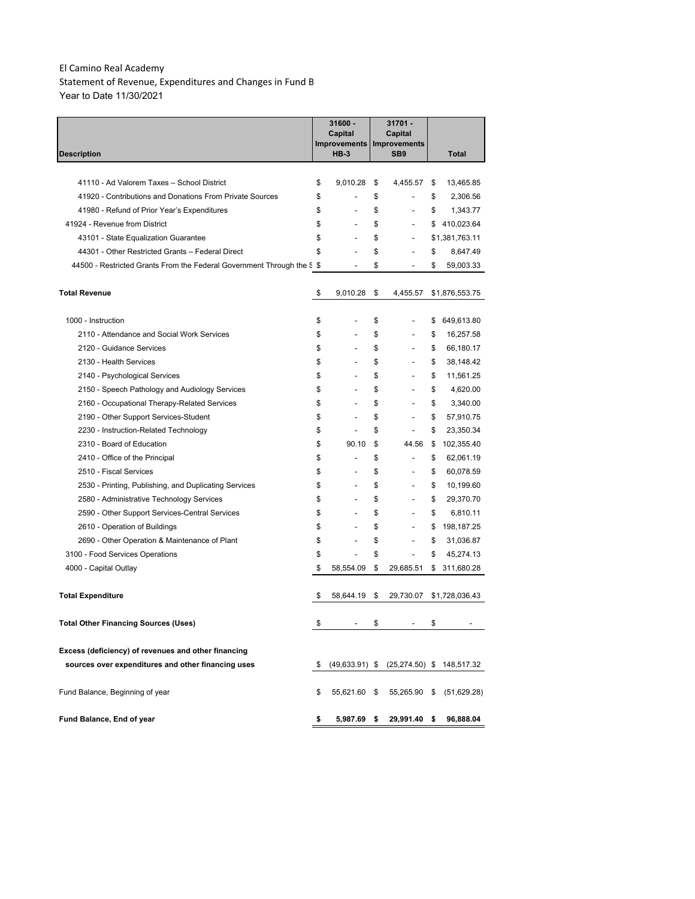El Camino Real Academy

Statement of Revenue, Expenditures and Changes in Fund B

Year to Date 11/30/2021

| Description | 31600 - Capital Improvements HB-3 | 31701 - Capital Improvements SB9 | Total |
|---|---|---|---|
| 41110 - Ad Valorem Taxes – School District | $ 9,010.28 | $ 4,455.57 | $ 13,465.85 |
| 41920 - Contributions and Donations From Private Sources | $ - | $ - | $ 2,306.56 |
| 41980 - Refund of Prior Year's Expenditures | $ - | $ - | $ 1,343.77 |
| 41924 - Revenue from District | $ - | $ - | $ 410,023.64 |
| 43101 - State Equalization Guarantee | $ - | $ - | $1,381,763.11 |
| 44301 - Other Restricted Grants – Federal Direct | $ - | $ - | $ 8,647.49 |
| 44500 - Restricted Grants From the Federal Government Through the S | $ - | $ - | $ 59,003.33 |
| **Total Revenue** | $ 9,010.28 | $ 4,455.57 | $1,876,553.75 |
| 1000 - Instruction | $ - | $ - | $ 649,613.80 |
| 2110 - Attendance and Social Work Services | $ - | $ - | $ 16,257.58 |
| 2120 - Guidance Services | $ - | $ - | $ 66,180.17 |
| 2130 - Health Services | $ - | $ - | $ 38,148.42 |
| 2140 - Psychological Services | $ - | $ - | $ 11,561.25 |
| 2150 - Speech Pathology and Audiology Services | $ - | $ - | $ 4,620.00 |
| 2160 - Occupational Therapy-Related Services | $ - | $ - | $ 3,340.00 |
| 2190 - Other Support Services-Student | $ - | $ - | $ 57,910.75 |
| 2230 - Instruction-Related Technology | $ - | $ - | $ 23,350.34 |
| 2310 - Board of Education | $ 90.10 | $ 44.56 | $ 102,355.40 |
| 2410 - Office of the Principal | $ - | $ - | $ 62,061.19 |
| 2510 - Fiscal Services | $ - | $ - | $ 60,078.59 |
| 2530 - Printing, Publishing, and Duplicating Services | $ - | $ - | $ 10,199.60 |
| 2580 - Administrative Technology Services | $ - | $ - | $ 29,370.70 |
| 2590 - Other Support Services-Central Services | $ - | $ - | $ 6,810.11 |
| 2610 - Operation of Buildings | $ - | $ - | $ 198,187.25 |
| 2690 - Other Operation & Maintenance of Plant | $ - | $ - | $ 31,036.87 |
| 3100 - Food Services Operations | $ - | $ - | $ 45,274.13 |
| 4000 - Capital Outlay | $ 58,554.09 | $ 29,685.51 | $ 311,680.28 |
| **Total Expenditure** | $ 58,644.19 | $ 29,730.07 | $1,728,036.43 |
| **Total Other Financing Sources (Uses)** | $ - | $ - | $ - |
| **Excess (deficiency) of revenues and other financing sources over expenditures and other financing uses** | $ (49,633.91) | $ (25,274.50) | $ 148,517.32 |
| Fund Balance, Beginning of year | $ 55,621.60 | $ 55,265.90 | $ (51,629.28) |
| **Fund Balance, End of year** | **$ 5,987.69** | **$ 29,991.40** | **$ 96,888.04** |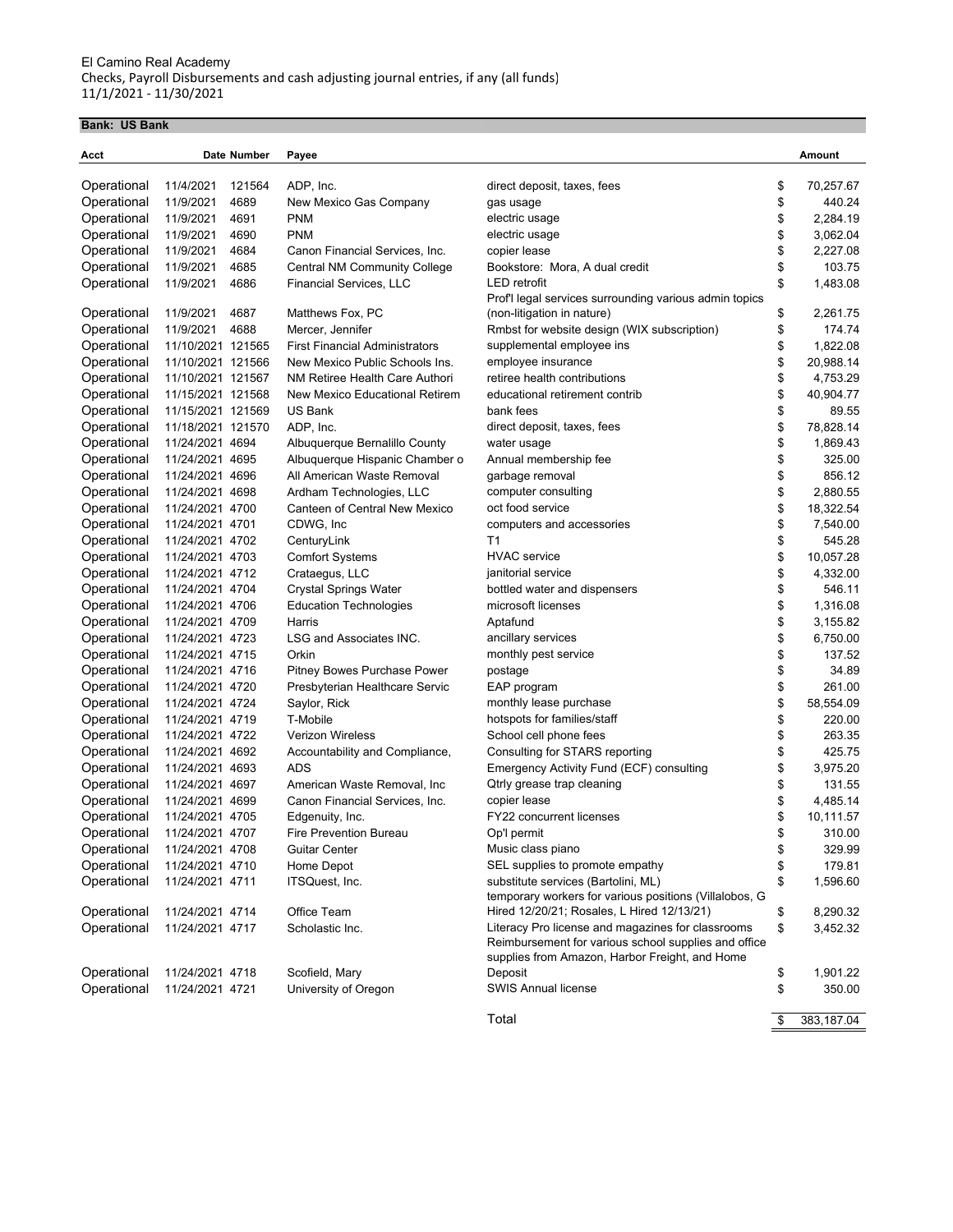El Camino Real Academy
Checks, Payroll Disbursements and cash adjusting journal entries, if any (all funds)
11/1/2021 - 11/30/2021

**Bank: US Bank**

| Acct | Date | Number | Payee | | Amount |
|---|---|---|---|---|---|
| Operational | 11/4/2021 | 121564 | ADP, Inc. | direct deposit, taxes, fees | $ 70,257.67 |
| Operational | 11/9/2021 | 4689 | New Mexico Gas Company | gas usage | $ 440.24 |
| Operational | 11/9/2021 | 4691 | PNM | electric usage | $ 2,284.19 |
| Operational | 11/9/2021 | 4690 | PNM | electric usage | $ 3,062.04 |
| Operational | 11/9/2021 | 4684 | Canon Financial Services, Inc. | copier lease | $ 2,227.08 |
| Operational | 11/9/2021 | 4685 | Central NM Community College | Bookstore: Mora, A dual credit | $ 103.75 |
| Operational | 11/9/2021 | 4686 | Financial Services, LLC | LED retrofit | $ 1,483.08 |
| Operational | 11/9/2021 | 4687 | Matthews Fox, PC | Prof'l legal services surrounding various admin topics (non-litigation in nature) | $ 2,261.75 |
| Operational | 11/9/2021 | 4688 | Mercer, Jennifer | Rmbst for website design (WIX subscription) | $ 174.74 |
| Operational | 11/10/2021 | 121565 | First Financial Administrators | supplemental employee ins | $ 1,822.08 |
| Operational | 11/10/2021 | 121566 | New Mexico Public Schools Ins. | employee insurance | $ 20,988.14 |
| Operational | 11/10/2021 | 121567 | NM Retiree Health Care Authori | retiree health contributions | $ 4,753.29 |
| Operational | 11/15/2021 | 121568 | New Mexico Educational Retirem | educational retirement contrib | $ 40,904.77 |
| Operational | 11/15/2021 | 121569 | US Bank | bank fees | $ 89.55 |
| Operational | 11/18/2021 | 121570 | ADP, Inc. | direct deposit, taxes, fees | $ 78,828.14 |
| Operational | 11/24/2021 | 4694 | Albuquerque Bernalillo County | water usage | $ 1,869.43 |
| Operational | 11/24/2021 | 4695 | Albuquerque Hispanic Chamber o | Annual membership fee | $ 325.00 |
| Operational | 11/24/2021 | 4696 | All American Waste Removal | garbage removal | $ 856.12 |
| Operational | 11/24/2021 | 4698 | Ardham Technologies, LLC | computer consulting | $ 2,880.55 |
| Operational | 11/24/2021 | 4700 | Canteen of Central New Mexico | oct food service | $ 18,322.54 |
| Operational | 11/24/2021 | 4701 | CDWG, Inc | computers and accessories | $ 7,540.00 |
| Operational | 11/24/2021 | 4702 | CenturyLink | T1 | $ 545.28 |
| Operational | 11/24/2021 | 4703 | Comfort Systems | HVAC service | $ 10,057.28 |
| Operational | 11/24/2021 | 4712 | Crataegus, LLC | janitorial service | $ 4,332.00 |
| Operational | 11/24/2021 | 4704 | Crystal Springs Water | bottled water and dispensers | $ 546.11 |
| Operational | 11/24/2021 | 4706 | Education Technologies | microsoft licenses | $ 1,316.08 |
| Operational | 11/24/2021 | 4709 | Harris | Aptafund | $ 3,155.82 |
| Operational | 11/24/2021 | 4723 | LSG and Associates INC. | ancillary services | $ 6,750.00 |
| Operational | 11/24/2021 | 4715 | Orkin | monthly pest service | $ 137.52 |
| Operational | 11/24/2021 | 4716 | Pitney Bowes Purchase Power | postage | $ 34.89 |
| Operational | 11/24/2021 | 4720 | Presbyterian Healthcare Servic | EAP program | $ 261.00 |
| Operational | 11/24/2021 | 4724 | Saylor, Rick | monthly lease purchase | $ 58,554.09 |
| Operational | 11/24/2021 | 4719 | T-Mobile | hotspots for families/staff | $ 220.00 |
| Operational | 11/24/2021 | 4722 | Verizon Wireless | School cell phone fees | $ 263.35 |
| Operational | 11/24/2021 | 4692 | Accountability and Compliance, | Consulting for STARS reporting | $ 425.75 |
| Operational | 11/24/2021 | 4693 | ADS | Emergency Activity Fund (ECF) consulting | $ 3,975.20 |
| Operational | 11/24/2021 | 4697 | American Waste Removal, Inc | Qtrly grease trap cleaning | $ 131.55 |
| Operational | 11/24/2021 | 4699 | Canon Financial Services, Inc. | copier lease | $ 4,485.14 |
| Operational | 11/24/2021 | 4705 | Edgenuity, Inc. | FY22 concurrent licenses | $ 10,111.57 |
| Operational | 11/24/2021 | 4707 | Fire Prevention Bureau | Op'l permit | $ 310.00 |
| Operational | 11/24/2021 | 4708 | Guitar Center | Music class piano | $ 329.99 |
| Operational | 11/24/2021 | 4710 | Home Depot | SEL supplies to promote empathy | $ 179.81 |
| Operational | 11/24/2021 | 4711 | ITSQuest, Inc. | substitute services (Bartolini, ML) | $ 1,596.60 |
| Operational | 11/24/2021 | 4714 | Office Team | temporary workers for various positions (Villalobos, G Hired 12/20/21; Rosales, L Hired 12/13/21) | $ 8,290.32 |
| Operational | 11/24/2021 | 4717 | Scholastic Inc. | Literacy Pro license and magazines for classrooms | $ 3,452.32 |
| Operational | 11/24/2021 | 4718 | Scofield, Mary | Reimbursement for various school supplies and office supplies from Amazon, Harbor Freight, and Home Deposit | $ 1,901.22 |
| Operational | 11/24/2021 | 4721 | University of Oregon | SWIS Annual license | $ 350.00 |
| | | | | Total | $ 383,187.04 |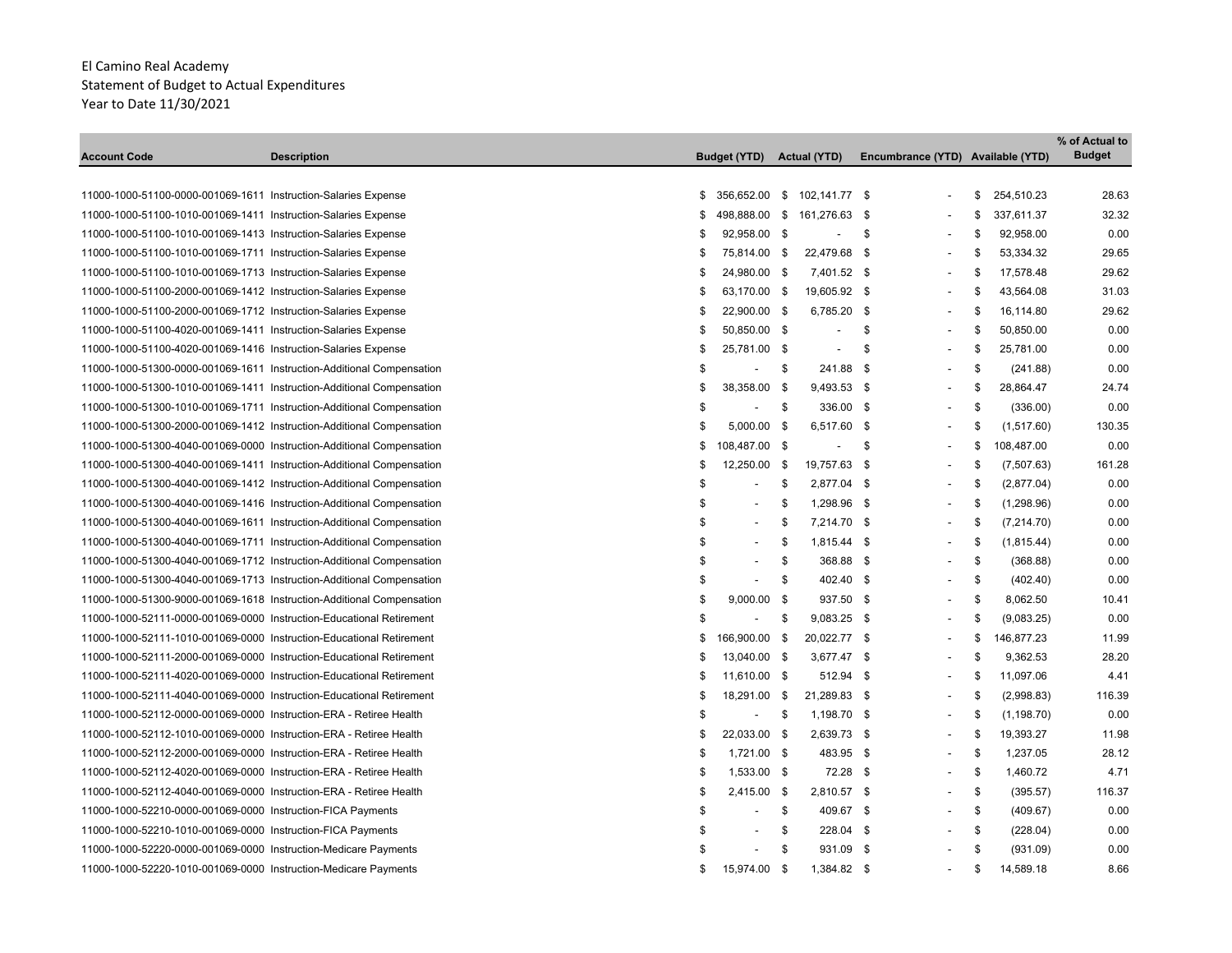El Camino Real Academy
Statement of Budget to Actual Expenditures
Year to Date 11/30/2021

| Account Code | Description | Budget (YTD) | Actual (YTD) | Encumbrance (YTD) | Available (YTD) | % of Actual to Budget |
|---|---|---|---|---|---|---|
| 11000-1000-51100-0000-001069-1611 | Instruction-Salaries Expense | $ 356,652.00 | $ 102,141.77 | $ - | $ 254,510.23 | 28.63 |
| 11000-1000-51100-1010-001069-1411 | Instruction-Salaries Expense | $ 498,888.00 | $ 161,276.63 | $ - | $ 337,611.37 | 32.32 |
| 11000-1000-51100-1010-001069-1413 | Instruction-Salaries Expense | $ 92,958.00 | $ - | $ - | $ 92,958.00 | 0.00 |
| 11000-1000-51100-1010-001069-1711 | Instruction-Salaries Expense | $ 75,814.00 | $ 22,479.68 | $ - | $ 53,334.32 | 29.65 |
| 11000-1000-51100-1010-001069-1713 | Instruction-Salaries Expense | $ 24,980.00 | $ 7,401.52 | $ - | $ 17,578.48 | 29.62 |
| 11000-1000-51100-2000-001069-1412 | Instruction-Salaries Expense | $ 63,170.00 | $ 19,605.92 | $ - | $ 43,564.08 | 31.03 |
| 11000-1000-51100-2000-001069-1712 | Instruction-Salaries Expense | $ 22,900.00 | $ 6,785.20 | $ - | $ 16,114.80 | 29.62 |
| 11000-1000-51100-4020-001069-1411 | Instruction-Salaries Expense | $ 50,850.00 | $ - | $ - | $ 50,850.00 | 0.00 |
| 11000-1000-51100-4020-001069-1416 | Instruction-Salaries Expense | $ 25,781.00 | $ - | $ - | $ 25,781.00 | 0.00 |
| 11000-1000-51300-0000-001069-1611 | Instruction-Additional Compensation | $ - | $ 241.88 | $ - | $ (241.88) | 0.00 |
| 11000-1000-51300-1010-001069-1411 | Instruction-Additional Compensation | $ 38,358.00 | $ 9,493.53 | $ - | $ 28,864.47 | 24.74 |
| 11000-1000-51300-1010-001069-1711 | Instruction-Additional Compensation | $ - | $ 336.00 | $ - | $ (336.00) | 0.00 |
| 11000-1000-51300-2000-001069-1412 | Instruction-Additional Compensation | $ 5,000.00 | $ 6,517.60 | $ - | $ (1,517.60) | 130.35 |
| 11000-1000-51300-4040-001069-0000 | Instruction-Additional Compensation | $ 108,487.00 | $ - | $ - | $ 108,487.00 | 0.00 |
| 11000-1000-51300-4040-001069-1411 | Instruction-Additional Compensation | $ 12,250.00 | $ 19,757.63 | $ - | $ (7,507.63) | 161.28 |
| 11000-1000-51300-4040-001069-1412 | Instruction-Additional Compensation | $ - | $ 2,877.04 | $ - | $ (2,877.04) | 0.00 |
| 11000-1000-51300-4040-001069-1416 | Instruction-Additional Compensation | $ - | $ 1,298.96 | $ - | $ (1,298.96) | 0.00 |
| 11000-1000-51300-4040-001069-1611 | Instruction-Additional Compensation | $ - | $ 7,214.70 | $ - | $ (7,214.70) | 0.00 |
| 11000-1000-51300-4040-001069-1711 | Instruction-Additional Compensation | $ - | $ 1,815.44 | $ - | $ (1,815.44) | 0.00 |
| 11000-1000-51300-4040-001069-1712 | Instruction-Additional Compensation | $ - | $ 368.88 | $ - | $ (368.88) | 0.00 |
| 11000-1000-51300-4040-001069-1713 | Instruction-Additional Compensation | $ - | $ 402.40 | $ - | $ (402.40) | 0.00 |
| 11000-1000-51300-9000-001069-1618 | Instruction-Additional Compensation | $ 9,000.00 | $ 937.50 | $ - | $ 8,062.50 | 10.41 |
| 11000-1000-52111-0000-001069-0000 | Instruction-Educational Retirement | $ - | $ 9,083.25 | $ - | $ (9,083.25) | 0.00 |
| 11000-1000-52111-1010-001069-0000 | Instruction-Educational Retirement | $ 166,900.00 | $ 20,022.77 | $ - | $ 146,877.23 | 11.99 |
| 11000-1000-52111-2000-001069-0000 | Instruction-Educational Retirement | $ 13,040.00 | $ 3,677.47 | $ - | $ 9,362.53 | 28.20 |
| 11000-1000-52111-4020-001069-0000 | Instruction-Educational Retirement | $ 11,610.00 | $ 512.94 | $ - | $ 11,097.06 | 4.41 |
| 11000-1000-52111-4040-001069-0000 | Instruction-Educational Retirement | $ 18,291.00 | $ 21,289.83 | $ - | $ (2,998.83) | 116.39 |
| 11000-1000-52112-0000-001069-0000 | Instruction-ERA - Retiree Health | $ - | $ 1,198.70 | $ - | $ (1,198.70) | 0.00 |
| 11000-1000-52112-1010-001069-0000 | Instruction-ERA - Retiree Health | $ 22,033.00 | $ 2,639.73 | $ - | $ 19,393.27 | 11.98 |
| 11000-1000-52112-2000-001069-0000 | Instruction-ERA - Retiree Health | $ 1,721.00 | $ 483.95 | $ - | $ 1,237.05 | 28.12 |
| 11000-1000-52112-4020-001069-0000 | Instruction-ERA - Retiree Health | $ 1,533.00 | $ 72.28 | $ - | $ 1,460.72 | 4.71 |
| 11000-1000-52112-4040-001069-0000 | Instruction-ERA - Retiree Health | $ 2,415.00 | $ 2,810.57 | $ - | $ (395.57) | 116.37 |
| 11000-1000-52210-0000-001069-0000 | Instruction-FICA Payments | $ - | $ 409.67 | $ - | $ (409.67) | 0.00 |
| 11000-1000-52210-1010-001069-0000 | Instruction-FICA Payments | $ - | $ 228.04 | $ - | $ (228.04) | 0.00 |
| 11000-1000-52220-0000-001069-0000 | Instruction-Medicare Payments | $ - | $ 931.09 | $ - | $ (931.09) | 0.00 |
| 11000-1000-52220-1010-001069-0000 | Instruction-Medicare Payments | $ 15,974.00 | $ 1,384.82 | $ - | $ 14,589.18 | 8.66 |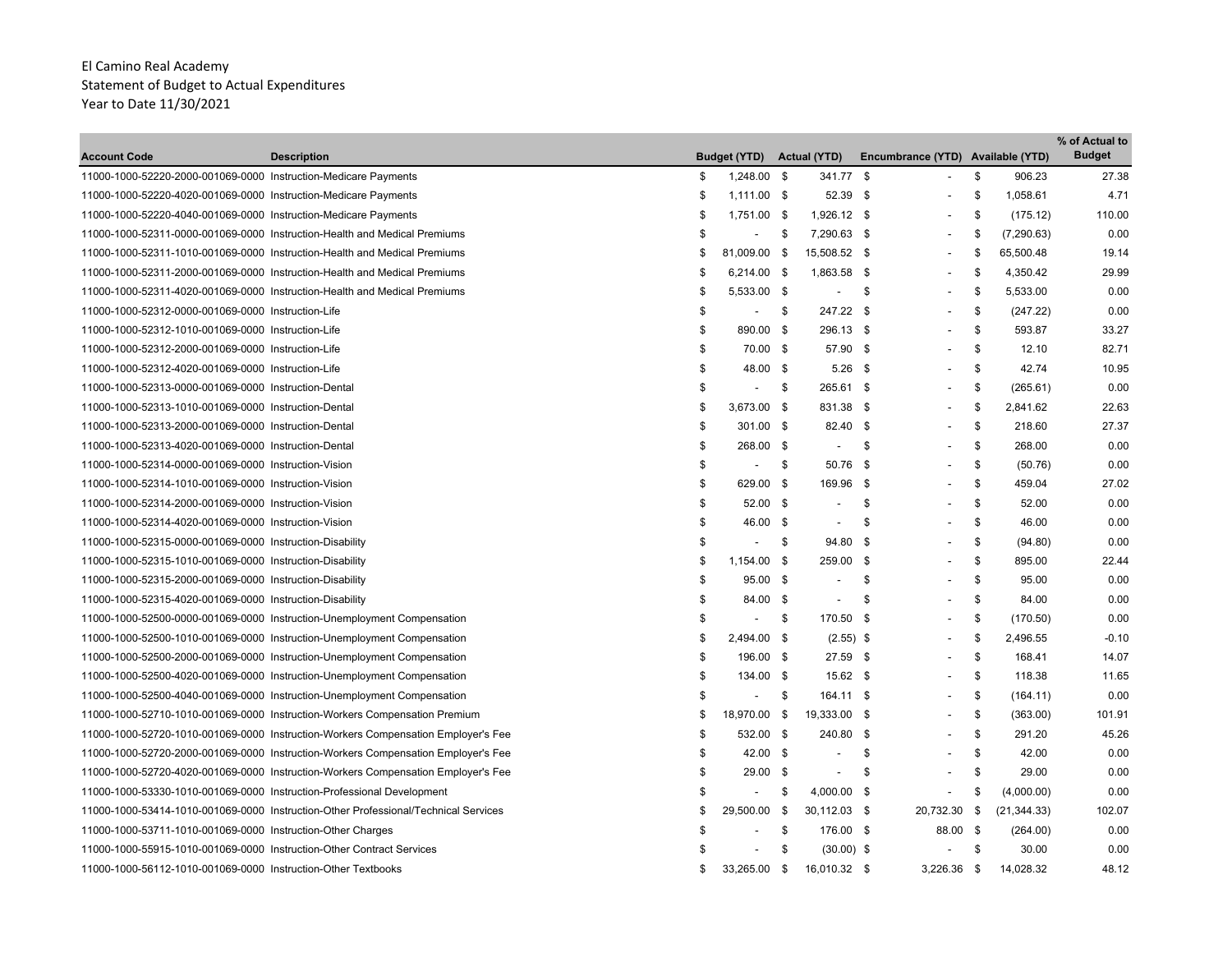El Camino Real Academy
Statement of Budget to Actual Expenditures
Year to Date 11/30/2021

| Account Code | Description | Budget (YTD) | Actual (YTD) | Encumbrance (YTD) | Available (YTD) | % of Actual to Budget |
|---|---|---|---|---|---|---|
| 11000-1000-52220-2000-001069-0000 | Instruction-Medicare Payments | $ 1,248.00 | $ 341.77 | $ - | $ 906.23 | 27.38 |
| 11000-1000-52220-4020-001069-0000 | Instruction-Medicare Payments | $ 1,111.00 | $ 52.39 | $ - | $ 1,058.61 | 4.71 |
| 11000-1000-52220-4040-001069-0000 | Instruction-Medicare Payments | $ 1,751.00 | $ 1,926.12 | $ - | $ (175.12) | 110.00 |
| 11000-1000-52311-0000-001069-0000 | Instruction-Health and Medical Premiums | $ - | $ 7,290.63 | $ - | $ (7,290.63) | 0.00 |
| 11000-1000-52311-1010-001069-0000 | Instruction-Health and Medical Premiums | $ 81,009.00 | $ 15,508.52 | $ - | $ 65,500.48 | 19.14 |
| 11000-1000-52311-2000-001069-0000 | Instruction-Health and Medical Premiums | $ 6,214.00 | $ 1,863.58 | $ - | $ 4,350.42 | 29.99 |
| 11000-1000-52311-4020-001069-0000 | Instruction-Health and Medical Premiums | $ 5,533.00 | $ - | $ - | $ 5,533.00 | 0.00 |
| 11000-1000-52312-0000-001069-0000 | Instruction-Life | $ - | $ 247.22 | $ - | $ (247.22) | 0.00 |
| 11000-1000-52312-1010-001069-0000 | Instruction-Life | $ 890.00 | $ 296.13 | $ - | $ 593.87 | 33.27 |
| 11000-1000-52312-2000-001069-0000 | Instruction-Life | $ 70.00 | $ 57.90 | $ - | $ 12.10 | 82.71 |
| 11000-1000-52312-4020-001069-0000 | Instruction-Life | $ 48.00 | $ 5.26 | $ - | $ 42.74 | 10.95 |
| 11000-1000-52313-0000-001069-0000 | Instruction-Dental | $ - | $ 265.61 | $ - | $ (265.61) | 0.00 |
| 11000-1000-52313-1010-001069-0000 | Instruction-Dental | $ 3,673.00 | $ 831.38 | $ - | $ 2,841.62 | 22.63 |
| 11000-1000-52313-2000-001069-0000 | Instruction-Dental | $ 301.00 | $ 82.40 | $ - | $ 218.60 | 27.37 |
| 11000-1000-52313-4020-001069-0000 | Instruction-Dental | $ 268.00 | $ - | $ - | $ 268.00 | 0.00 |
| 11000-1000-52314-0000-001069-0000 | Instruction-Vision | $ - | $ 50.76 | $ - | $ (50.76) | 0.00 |
| 11000-1000-52314-1010-001069-0000 | Instruction-Vision | $ 629.00 | $ 169.96 | $ - | $ 459.04 | 27.02 |
| 11000-1000-52314-2000-001069-0000 | Instruction-Vision | $ 52.00 | $ - | $ - | $ 52.00 | 0.00 |
| 11000-1000-52314-4020-001069-0000 | Instruction-Vision | $ 46.00 | $ - | $ - | $ 46.00 | 0.00 |
| 11000-1000-52315-0000-001069-0000 | Instruction-Disability | $ - | $ 94.80 | $ - | $ (94.80) | 0.00 |
| 11000-1000-52315-1010-001069-0000 | Instruction-Disability | $ 1,154.00 | $ 259.00 | $ - | $ 895.00 | 22.44 |
| 11000-1000-52315-2000-001069-0000 | Instruction-Disability | $ 95.00 | $ - | $ - | $ 95.00 | 0.00 |
| 11000-1000-52315-4020-001069-0000 | Instruction-Disability | $ 84.00 | $ - | $ - | $ 84.00 | 0.00 |
| 11000-1000-52500-0000-001069-0000 | Instruction-Unemployment Compensation | $ - | $ 170.50 | $ - | $ (170.50) | 0.00 |
| 11000-1000-52500-1010-001069-0000 | Instruction-Unemployment Compensation | $ 2,494.00 | $ (2.55) | $ - | $ 2,496.55 | -0.10 |
| 11000-1000-52500-2000-001069-0000 | Instruction-Unemployment Compensation | $ 196.00 | $ 27.59 | $ - | $ 168.41 | 14.07 |
| 11000-1000-52500-4020-001069-0000 | Instruction-Unemployment Compensation | $ 134.00 | $ 15.62 | $ - | $ 118.38 | 11.65 |
| 11000-1000-52500-4040-001069-0000 | Instruction-Unemployment Compensation | $ - | $ 164.11 | $ - | $ (164.11) | 0.00 |
| 11000-1000-52710-1010-001069-0000 | Instruction-Workers Compensation Premium | $ 18,970.00 | $ 19,333.00 | $ - | $ (363.00) | 101.91 |
| 11000-1000-52720-1010-001069-0000 | Instruction-Workers Compensation Employer's Fee | $ 532.00 | $ 240.80 | $ - | $ 291.20 | 45.26 |
| 11000-1000-52720-2000-001069-0000 | Instruction-Workers Compensation Employer's Fee | $ 42.00 | $ - | $ - | $ 42.00 | 0.00 |
| 11000-1000-52720-4020-001069-0000 | Instruction-Workers Compensation Employer's Fee | $ 29.00 | $ - | $ - | $ 29.00 | 0.00 |
| 11000-1000-53330-1010-001069-0000 | Instruction-Professional Development | $ - | $ 4,000.00 | $ - | $ (4,000.00) | 0.00 |
| 11000-1000-53414-1010-001069-0000 | Instruction-Other Professional/Technical Services | $ 29,500.00 | $ 30,112.03 | $ 20,732.30 | $ (21,344.33) | 102.07 |
| 11000-1000-53711-1010-001069-0000 | Instruction-Other Charges | $ - | $ 176.00 | $ 88.00 | $ (264.00) | 0.00 |
| 11000-1000-55915-1010-001069-0000 | Instruction-Other Contract Services | $ - | $ (30.00) | $ - | $ 30.00 | 0.00 |
| 11000-1000-56112-1010-001069-0000 | Instruction-Other Textbooks | $ 33,265.00 | $ 16,010.32 | $ 3,226.36 | $ 14,028.32 | 48.12 |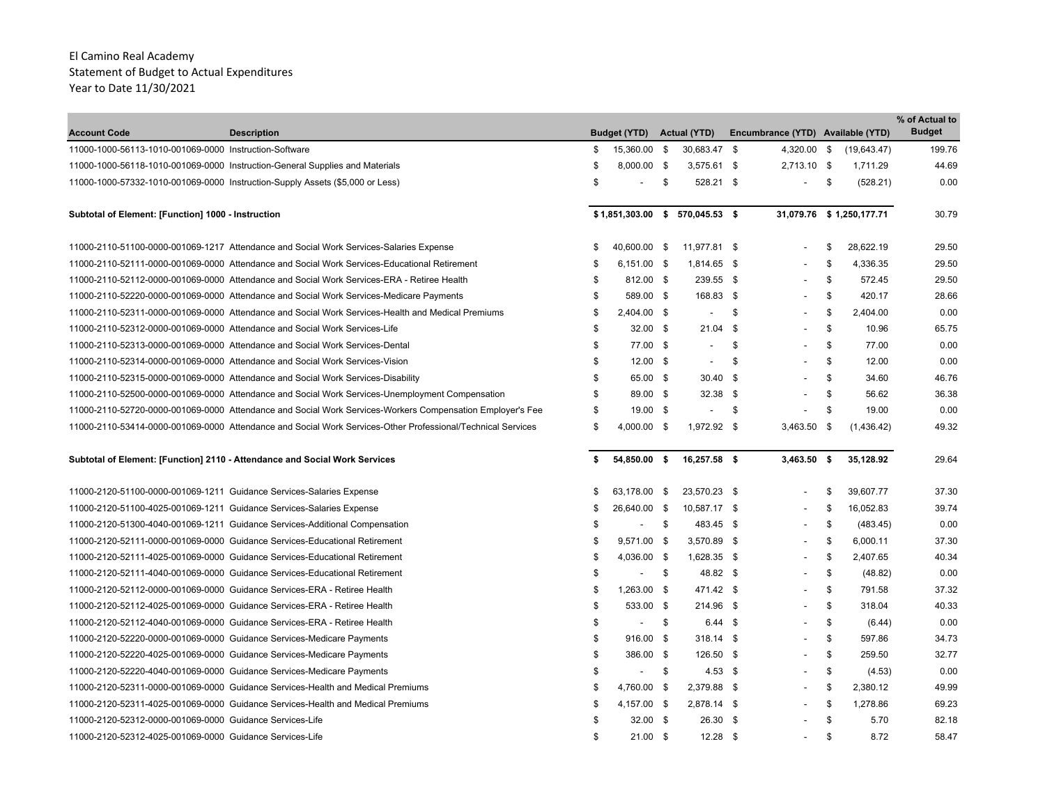El Camino Real Academy
Statement of Budget to Actual Expenditures
Year to Date 11/30/2021

| Account Code | Description | Budget (YTD) | Actual (YTD) | Encumbrance (YTD) | Available (YTD) | % of Actual to Budget |
|---|---|---|---|---|---|---|
| 11000-1000-56113-1010-001069-0000 | Instruction-Software | $ 15,360.00 | $ 30,683.47 | $ 4,320.00 | $ (19,643.47) | 199.76 |
| 11000-1000-56118-1010-001069-0000 | Instruction-General Supplies and Materials | $ 8,000.00 | $ 3,575.61 | $ 2,713.10 | $ 1,711.29 | 44.69 |
| 11000-1000-57332-1010-001069-0000 | Instruction-Supply Assets ($5,000 or Less) | $ - | $ 528.21 | $ - | $ (528.21) | 0.00 |
| **Subtotal of Element: [Function] 1000 - Instruction** | | **$ 1,851,303.00** | **$ 570,045.53** | **$ 31,079.76** | **$ 1,250,177.71** | **30.79** |
| 11000-2110-51100-0000-001069-1217 | Attendance and Social Work Services-Salaries Expense | $ 40,600.00 | $ 11,977.81 | $ - | $ 28,622.19 | 29.50 |
| 11000-2110-52111-0000-001069-0000 | Attendance and Social Work Services-Educational Retirement | $ 6,151.00 | $ 1,814.65 | $ - | $ 4,336.35 | 29.50 |
| 11000-2110-52112-0000-001069-0000 | Attendance and Social Work Services-ERA - Retiree Health | $ 812.00 | $ 239.55 | $ - | $ 572.45 | 29.50 |
| 11000-2110-52220-0000-001069-0000 | Attendance and Social Work Services-Medicare Payments | $ 589.00 | $ 168.83 | $ - | $ 420.17 | 28.66 |
| 11000-2110-52311-0000-001069-0000 | Attendance and Social Work Services-Health and Medical Premiums | $ 2,404.00 | $ - | $ - | $ 2,404.00 | 0.00 |
| 11000-2110-52312-0000-001069-0000 | Attendance and Social Work Services-Life | $ 32.00 | $ 21.04 | $ - | $ 10.96 | 65.75 |
| 11000-2110-52313-0000-001069-0000 | Attendance and Social Work Services-Dental | $ 77.00 | $ - | $ - | $ 77.00 | 0.00 |
| 11000-2110-52314-0000-001069-0000 | Attendance and Social Work Services-Vision | $ 12.00 | $ - | $ - | $ 12.00 | 0.00 |
| 11000-2110-52315-0000-001069-0000 | Attendance and Social Work Services-Disability | $ 65.00 | $ 30.40 | $ - | $ 34.60 | 46.76 |
| 11000-2110-52500-0000-001069-0000 | Attendance and Social Work Services-Unemployment Compensation | $ 89.00 | $ 32.38 | $ - | $ 56.62 | 36.38 |
| 11000-2110-52720-0000-001069-0000 | Attendance and Social Work Services-Workers Compensation Employer's Fee | $ 19.00 | $ - | $ - | $ 19.00 | 0.00 |
| 11000-2110-53414-0000-001069-0000 | Attendance and Social Work Services-Other Professional/Technical Services | $ 4,000.00 | $ 1,972.92 | $ 3,463.50 | $ (1,436.42) | 49.32 |
| **Subtotal of Element: [Function] 2110 - Attendance and Social Work Services** | | **$ 54,850.00** | **$ 16,257.58** | **$ 3,463.50** | **$ 35,128.92** | **29.64** |
| 11000-2120-51100-0000-001069-1211 | Guidance Services-Salaries Expense | $ 63,178.00 | $ 23,570.23 | $ - | $ 39,607.77 | 37.30 |
| 11000-2120-51100-4025-001069-1211 | Guidance Services-Salaries Expense | $ 26,640.00 | $ 10,587.17 | $ - | $ 16,052.83 | 39.74 |
| 11000-2120-51300-4040-001069-1211 | Guidance Services-Additional Compensation | $ - | $ 483.45 | $ - | $ (483.45) | 0.00 |
| 11000-2120-52111-0000-001069-0000 | Guidance Services-Educational Retirement | $ 9,571.00 | $ 3,570.89 | $ - | $ 6,000.11 | 37.30 |
| 11000-2120-52111-4025-001069-0000 | Guidance Services-Educational Retirement | $ 4,036.00 | $ 1,628.35 | $ - | $ 2,407.65 | 40.34 |
| 11000-2120-52111-4040-001069-0000 | Guidance Services-Educational Retirement | $ - | $ 48.82 | $ - | $ (48.82) | 0.00 |
| 11000-2120-52112-0000-001069-0000 | Guidance Services-ERA - Retiree Health | $ 1,263.00 | $ 471.42 | $ - | $ 791.58 | 37.32 |
| 11000-2120-52112-4025-001069-0000 | Guidance Services-ERA - Retiree Health | $ 533.00 | $ 214.96 | $ - | $ 318.04 | 40.33 |
| 11000-2120-52112-4040-001069-0000 | Guidance Services-ERA - Retiree Health | $ - | $ 6.44 | $ - | $ (6.44) | 0.00 |
| 11000-2120-52220-0000-001069-0000 | Guidance Services-Medicare Payments | $ 916.00 | $ 318.14 | $ - | $ 597.86 | 34.73 |
| 11000-2120-52220-4025-001069-0000 | Guidance Services-Medicare Payments | $ 386.00 | $ 126.50 | $ - | $ 259.50 | 32.77 |
| 11000-2120-52220-4040-001069-0000 | Guidance Services-Medicare Payments | $ - | $ 4.53 | $ - | $ (4.53) | 0.00 |
| 11000-2120-52311-0000-001069-0000 | Guidance Services-Health and Medical Premiums | $ 4,760.00 | $ 2,379.88 | $ - | $ 2,380.12 | 49.99 |
| 11000-2120-52311-4025-001069-0000 | Guidance Services-Health and Medical Premiums | $ 4,157.00 | $ 2,878.14 | $ - | $ 1,278.86 | 69.23 |
| 11000-2120-52312-0000-001069-0000 | Guidance Services-Life | $ 32.00 | $ 26.30 | $ - | $ 5.70 | 82.18 |
| 11000-2120-52312-4025-001069-0000 | Guidance Services-Life | $ 21.00 | $ 12.28 | $ - | $ 8.72 | 58.47 |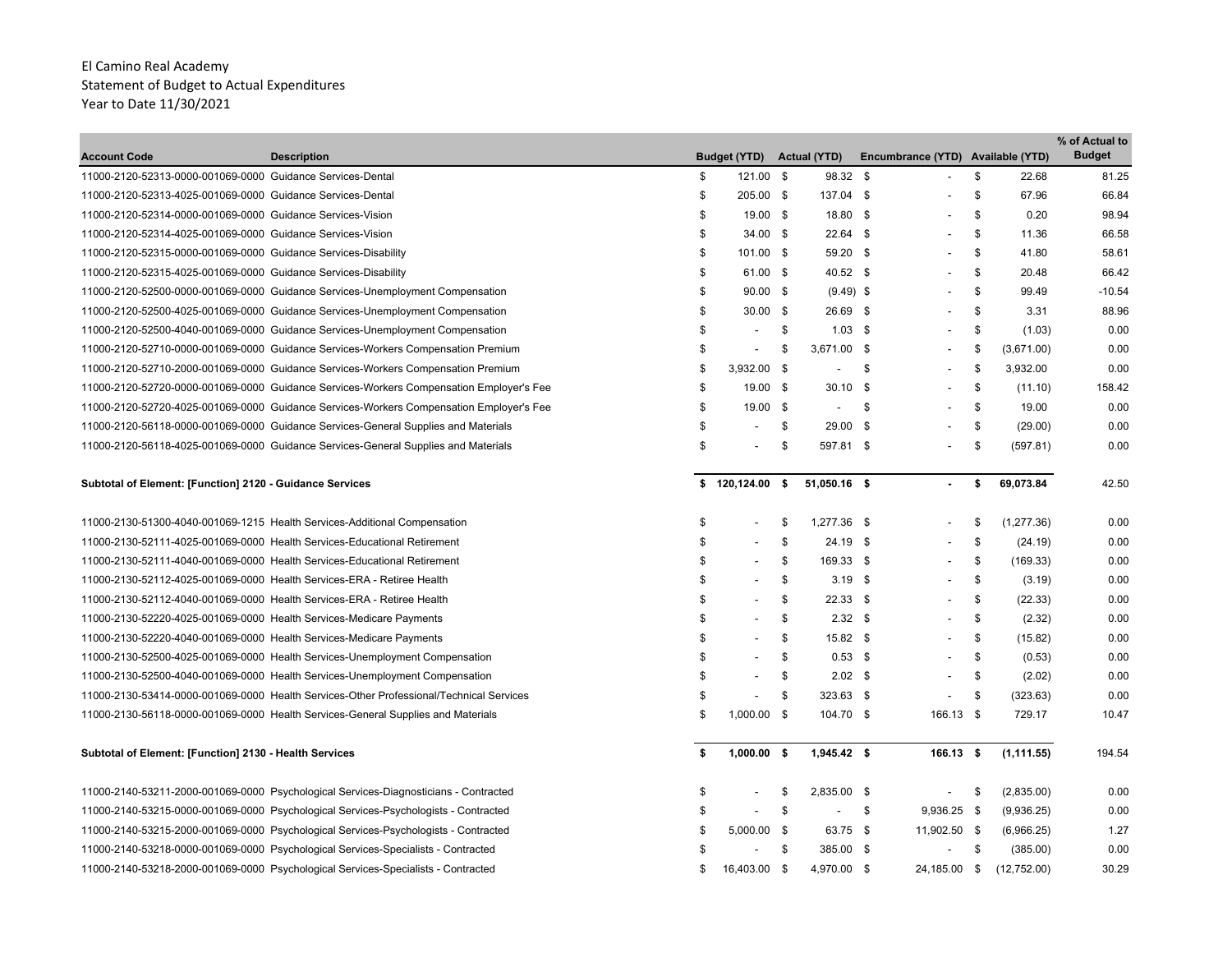El Camino Real Academy
Statement of Budget to Actual Expenditures
Year to Date 11/30/2021

| Account Code | Description | Budget (YTD) | Actual (YTD) | Encumbrance (YTD) | Available (YTD) | % of Actual to Budget |
|---|---|---|---|---|---|---|
| 11000-2120-52313-0000-001069-0000 | Guidance Services-Dental | $ 121.00 | $ 98.32 | $ - | $ 22.68 | 81.25 |
| 11000-2120-52313-4025-001069-0000 | Guidance Services-Dental | $ 205.00 | $ 137.04 | $ - | $ 67.96 | 66.84 |
| 11000-2120-52314-0000-001069-0000 | Guidance Services-Vision | $ 19.00 | $ 18.80 | $ - | $ 0.20 | 98.94 |
| 11000-2120-52314-4025-001069-0000 | Guidance Services-Vision | $ 34.00 | $ 22.64 | $ - | $ 11.36 | 66.58 |
| 11000-2120-52315-0000-001069-0000 | Guidance Services-Disability | $ 101.00 | $ 59.20 | $ - | $ 41.80 | 58.61 |
| 11000-2120-52315-4025-001069-0000 | Guidance Services-Disability | $ 61.00 | $ 40.52 | $ - | $ 20.48 | 66.42 |
| 11000-2120-52500-0000-001069-0000 | Guidance Services-Unemployment Compensation | $ 90.00 | $ (9.49) | $ - | $ 99.49 | -10.54 |
| 11000-2120-52500-4025-001069-0000 | Guidance Services-Unemployment Compensation | $ 30.00 | $ 26.69 | $ - | $ 3.31 | 88.96 |
| 11000-2120-52500-4040-001069-0000 | Guidance Services-Unemployment Compensation | $ - | $ 1.03 | $ - | $ (1.03) | 0.00 |
| 11000-2120-52710-0000-001069-0000 | Guidance Services-Workers Compensation Premium | $ - | $ 3,671.00 | $ - | $ (3,671.00) | 0.00 |
| 11000-2120-52710-2000-001069-0000 | Guidance Services-Workers Compensation Premium | $ 3,932.00 | $ - | $ - | $ 3,932.00 | 0.00 |
| 11000-2120-52720-0000-001069-0000 | Guidance Services-Workers Compensation Employer's Fee | $ 19.00 | $ 30.10 | $ - | $ (11.10) | 158.42 |
| 11000-2120-52720-4025-001069-0000 | Guidance Services-Workers Compensation Employer's Fee | $ 19.00 | $ - | $ - | $ 19.00 | 0.00 |
| 11000-2120-56118-0000-001069-0000 | Guidance Services-General Supplies and Materials | $ - | $ 29.00 | $ - | $ (29.00) | 0.00 |
| 11000-2120-56118-4025-001069-0000 | Guidance Services-General Supplies and Materials | $ - | $ 597.81 | $ - | $ (597.81) | 0.00 |
| **Subtotal of Element: [Function] 2120 - Guidance Services** | | **$ 120,124.00** | **$ 51,050.16** | **$ -** | **$ 69,073.84** | 42.50 |
| 11000-2130-51300-4040-001069-1215 | Health Services-Additional Compensation | $ - | $ 1,277.36 | $ - | $ (1,277.36) | 0.00 |
| 11000-2130-52111-4025-001069-0000 | Health Services-Educational Retirement | $ - | $ 24.19 | $ - | $ (24.19) | 0.00 |
| 11000-2130-52111-4040-001069-0000 | Health Services-Educational Retirement | $ - | $ 169.33 | $ - | $ (169.33) | 0.00 |
| 11000-2130-52112-4025-001069-0000 | Health Services-ERA - Retiree Health | $ - | $ 3.19 | $ - | $ (3.19) | 0.00 |
| 11000-2130-52112-4040-001069-0000 | Health Services-ERA - Retiree Health | $ - | $ 22.33 | $ - | $ (22.33) | 0.00 |
| 11000-2130-52220-4025-001069-0000 | Health Services-Medicare Payments | $ - | $ 2.32 | $ - | $ (2.32) | 0.00 |
| 11000-2130-52220-4040-001069-0000 | Health Services-Medicare Payments | $ - | $ 15.82 | $ - | $ (15.82) | 0.00 |
| 11000-2130-52500-4025-001069-0000 | Health Services-Unemployment Compensation | $ - | $ 0.53 | $ - | $ (0.53) | 0.00 |
| 11000-2130-52500-4040-001069-0000 | Health Services-Unemployment Compensation | $ - | $ 2.02 | $ - | $ (2.02) | 0.00 |
| 11000-2130-53414-0000-001069-0000 | Health Services-Other Professional/Technical Services | $ - | $ 323.63 | $ - | $ (323.63) | 0.00 |
| 11000-2130-56118-0000-001069-0000 | Health Services-General Supplies and Materials | $ 1,000.00 | $ 104.70 | $ 166.13 | $ 729.17 | 10.47 |
| **Subtotal of Element: [Function] 2130 - Health Services** | | **$ 1,000.00** | **$ 1,945.42** | **$ 166.13** | **$ (1,111.55)** | 194.54 |
| 11000-2140-53211-2000-001069-0000 | Psychological Services-Diagnosticians - Contracted | $ - | $ 2,835.00 | $ - | $ (2,835.00) | 0.00 |
| 11000-2140-53215-0000-001069-0000 | Psychological Services-Psychologists - Contracted | $ - | $ - | $ 9,936.25 | $ (9,936.25) | 0.00 |
| 11000-2140-53215-2000-001069-0000 | Psychological Services-Psychologists - Contracted | $ 5,000.00 | $ 63.75 | $ 11,902.50 | $ (6,966.25) | 1.27 |
| 11000-2140-53218-0000-001069-0000 | Psychological Services-Specialists - Contracted | $ - | $ 385.00 | $ - | $ (385.00) | 0.00 |
| 11000-2140-53218-2000-001069-0000 | Psychological Services-Specialists - Contracted | $ 16,403.00 | $ 4,970.00 | $ 24,185.00 | $ (12,752.00) | 30.29 |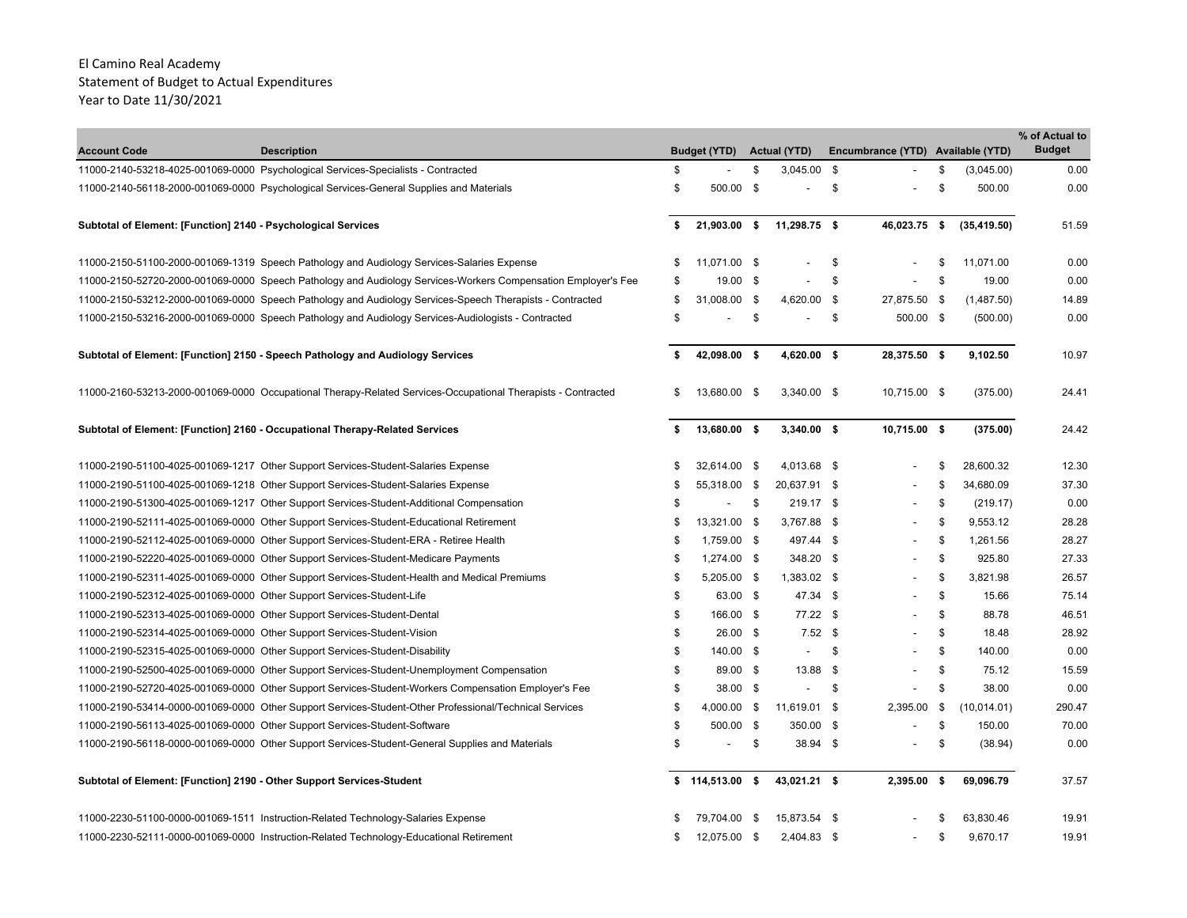El Camino Real Academy
Statement of Budget to Actual Expenditures
Year to Date 11/30/2021

| Account Code | Description | Budget (YTD) | Actual (YTD) | Encumbrance (YTD) | Available (YTD) | % of Actual to Budget |
|---|---|---|---|---|---|---|
| 11000-2140-53218-4025-001069-0000 | Psychological Services-Specialists - Contracted | $ - | $ 3,045.00 | $ - | $ (3,045.00) | 0.00 |
| 11000-2140-56118-2000-001069-0000 | Psychological Services-General Supplies and Materials | $ 500.00 | $ - | $ - | $ 500.00 | 0.00 |
| **Subtotal of Element: [Function] 2140 - Psychological Services** | | **$ 21,903.00** | **$ 11,298.75** | **$ 46,023.75** | **$ (35,419.50)** | 51.59 |
| 11000-2150-51100-2000-001069-1319 | Speech Pathology and Audiology Services-Salaries Expense | $ 11,071.00 | $ - | $ - | $ 11,071.00 | 0.00 |
| 11000-2150-52720-2000-001069-0000 | Speech Pathology and Audiology Services-Workers Compensation Employer's Fee | $ 19.00 | $ - | $ - | $ 19.00 | 0.00 |
| 11000-2150-53212-2000-001069-0000 | Speech Pathology and Audiology Services-Speech Therapists - Contracted | $ 31,008.00 | $ 4,620.00 | $ 27,875.50 | $ (1,487.50) | 14.89 |
| 11000-2150-53216-2000-001069-0000 | Speech Pathology and Audiology Services-Audiologists - Contracted | $ - | $ - | $ 500.00 | $ (500.00) | 0.00 |
| **Subtotal of Element: [Function] 2150 - Speech Pathology and Audiology Services** | | **$ 42,098.00** | **$ 4,620.00** | **$ 28,375.50** | **$ 9,102.50** | 10.97 |
| 11000-2160-53213-2000-001069-0000 | Occupational Therapy-Related Services-Occupational Therapists - Contracted | $ 13,680.00 | $ 3,340.00 | $ 10,715.00 | $ (375.00) | 24.41 |
| **Subtotal of Element: [Function] 2160 - Occupational Therapy-Related Services** | | **$ 13,680.00** | **$ 3,340.00** | **$ 10,715.00** | **$ (375.00)** | 24.42 |
| 11000-2190-51100-4025-001069-1217 | Other Support Services-Student-Salaries Expense | $ 32,614.00 | $ 4,013.68 | $ - | $ 28,600.32 | 12.30 |
| 11000-2190-51100-4025-001069-1218 | Other Support Services-Student-Salaries Expense | $ 55,318.00 | $ 20,637.91 | $ - | $ 34,680.09 | 37.30 |
| 11000-2190-51300-4025-001069-1217 | Other Support Services-Student-Additional Compensation | $ - | $ 219.17 | $ - | $ (219.17) | 0.00 |
| 11000-2190-52111-4025-001069-0000 | Other Support Services-Student-Educational Retirement | $ 13,321.00 | $ 3,767.88 | $ - | $ 9,553.12 | 28.28 |
| 11000-2190-52112-4025-001069-0000 | Other Support Services-Student-ERA - Retiree Health | $ 1,759.00 | $ 497.44 | $ - | $ 1,261.56 | 28.27 |
| 11000-2190-52220-4025-001069-0000 | Other Support Services-Student-Medicare Payments | $ 1,274.00 | $ 348.20 | $ - | $ 925.80 | 27.33 |
| 11000-2190-52311-4025-001069-0000 | Other Support Services-Student-Health and Medical Premiums | $ 5,205.00 | $ 1,383.02 | $ - | $ 3,821.98 | 26.57 |
| 11000-2190-52312-4025-001069-0000 | Other Support Services-Student-Life | $ 63.00 | $ 47.34 | $ - | $ 15.66 | 75.14 |
| 11000-2190-52313-4025-001069-0000 | Other Support Services-Student-Dental | $ 166.00 | $ 77.22 | $ - | $ 88.78 | 46.51 |
| 11000-2190-52314-4025-001069-0000 | Other Support Services-Student-Vision | $ 26.00 | $ 7.52 | $ - | $ 18.48 | 28.92 |
| 11000-2190-52315-4025-001069-0000 | Other Support Services-Student-Disability | $ 140.00 | $ - | $ - | $ 140.00 | 0.00 |
| 11000-2190-52500-4025-001069-0000 | Other Support Services-Student-Unemployment Compensation | $ 89.00 | $ 13.88 | $ - | $ 75.12 | 15.59 |
| 11000-2190-52720-4025-001069-0000 | Other Support Services-Student-Workers Compensation Employer's Fee | $ 38.00 | $ - | $ - | $ 38.00 | 0.00 |
| 11000-2190-53414-0000-001069-0000 | Other Support Services-Student-Other Professional/Technical Services | $ 4,000.00 | $ 11,619.01 | $ 2,395.00 | $ (10,014.01) | 290.47 |
| 11000-2190-56113-4025-001069-0000 | Other Support Services-Student-Software | $ 500.00 | $ 350.00 | $ - | $ 150.00 | 70.00 |
| 11000-2190-56118-0000-001069-0000 | Other Support Services-Student-General Supplies and Materials | $ - | $ 38.94 | $ - | $ (38.94) | 0.00 |
| **Subtotal of Element: [Function] 2190 - Other Support Services-Student** | | **$ 114,513.00** | **$ 43,021.21** | **$ 2,395.00** | **$ 69,096.79** | 37.57 |
| 11000-2230-51100-0000-001069-1511 | Instruction-Related Technology-Salaries Expense | $ 79,704.00 | $ 15,873.54 | $ - | $ 63,830.46 | 19.91 |
| 11000-2230-52111-0000-001069-0000 | Instruction-Related Technology-Educational Retirement | $ 12,075.00 | $ 2,404.83 | $ - | $ 9,670.17 | 19.91 |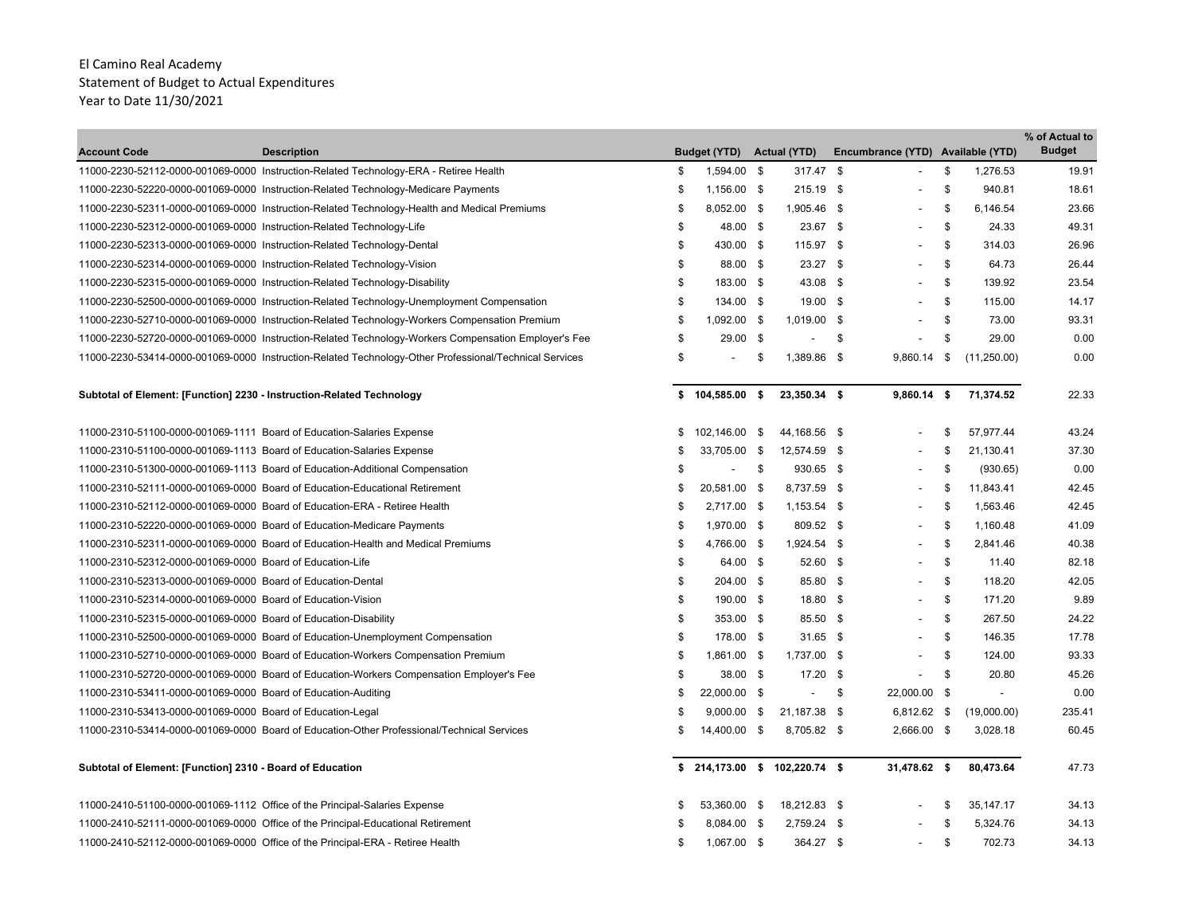El Camino Real Academy
Statement of Budget to Actual Expenditures
Year to Date 11/30/2021

| Account Code | Description | Budget (YTD) | Actual (YTD) | Encumbrance (YTD) | Available (YTD) | % of Actual to Budget |
|---|---|---|---|---|---|---|
| 11000-2230-52112-0000-001069-0000 | Instruction-Related Technology-ERA - Retiree Health | $ 1,594.00 | $ 317.47 | $ - | $ 1,276.53 | 19.91 |
| 11000-2230-52220-0000-001069-0000 | Instruction-Related Technology-Medicare Payments | $ 1,156.00 | $ 215.19 | $ - | $ 940.81 | 18.61 |
| 11000-2230-52311-0000-001069-0000 | Instruction-Related Technology-Health and Medical Premiums | $ 8,052.00 | $ 1,905.46 | $ - | $ 6,146.54 | 23.66 |
| 11000-2230-52312-0000-001069-0000 | Instruction-Related Technology-Life | $ 48.00 | $ 23.67 | $ - | $ 24.33 | 49.31 |
| 11000-2230-52313-0000-001069-0000 | Instruction-Related Technology-Dental | $ 430.00 | $ 115.97 | $ - | $ 314.03 | 26.96 |
| 11000-2230-52314-0000-001069-0000 | Instruction-Related Technology-Vision | $ 88.00 | $ 23.27 | $ - | $ 64.73 | 26.44 |
| 11000-2230-52315-0000-001069-0000 | Instruction-Related Technology-Disability | $ 183.00 | $ 43.08 | $ - | $ 139.92 | 23.54 |
| 11000-2230-52500-0000-001069-0000 | Instruction-Related Technology-Unemployment Compensation | $ 134.00 | $ 19.00 | $ - | $ 115.00 | 14.17 |
| 11000-2230-52710-0000-001069-0000 | Instruction-Related Technology-Workers Compensation Premium | $ 1,092.00 | $ 1,019.00 | $ - | $ 73.00 | 93.31 |
| 11000-2230-52720-0000-001069-0000 | Instruction-Related Technology-Workers Compensation Employer's Fee | $ 29.00 | $ - | $ - | $ 29.00 | 0.00 |
| 11000-2230-53414-0000-001069-0000 | Instruction-Related Technology-Other Professional/Technical Services | $ - | $ 1,389.86 | $ 9,860.14 | $ (11,250.00) | 0.00 |
| **Subtotal of Element: [Function] 2230 - Instruction-Related Technology** | | **$ 104,585.00** | **$ 23,350.34** | **$ 9,860.14** | **$ 71,374.52** | 22.33 |
| 11000-2310-51100-0000-001069-1111 | Board of Education-Salaries Expense | $ 102,146.00 | $ 44,168.56 | $ - | $ 57,977.44 | 43.24 |
| 11000-2310-51100-0000-001069-1113 | Board of Education-Salaries Expense | $ 33,705.00 | $ 12,574.59 | $ - | $ 21,130.41 | 37.30 |
| 11000-2310-51300-0000-001069-1113 | Board of Education-Additional Compensation | $ - | $ 930.65 | $ - | $ (930.65) | 0.00 |
| 11000-2310-52111-0000-001069-0000 | Board of Education-Educational Retirement | $ 20,581.00 | $ 8,737.59 | $ - | $ 11,843.41 | 42.45 |
| 11000-2310-52112-0000-001069-0000 | Board of Education-ERA - Retiree Health | $ 2,717.00 | $ 1,153.54 | $ - | $ 1,563.46 | 42.45 |
| 11000-2310-52220-0000-001069-0000 | Board of Education-Medicare Payments | $ 1,970.00 | $ 809.52 | $ - | $ 1,160.48 | 41.09 |
| 11000-2310-52311-0000-001069-0000 | Board of Education-Health and Medical Premiums | $ 4,766.00 | $ 1,924.54 | $ - | $ 2,841.46 | 40.38 |
| 11000-2310-52312-0000-001069-0000 | Board of Education-Life | $ 64.00 | $ 52.60 | $ - | $ 11.40 | 82.18 |
| 11000-2310-52313-0000-001069-0000 | Board of Education-Dental | $ 204.00 | $ 85.80 | $ - | $ 118.20 | 42.05 |
| 11000-2310-52314-0000-001069-0000 | Board of Education-Vision | $ 190.00 | $ 18.80 | $ - | $ 171.20 | 9.89 |
| 11000-2310-52315-0000-001069-0000 | Board of Education-Disability | $ 353.00 | $ 85.50 | $ - | $ 267.50 | 24.22 |
| 11000-2310-52500-0000-001069-0000 | Board of Education-Unemployment Compensation | $ 178.00 | $ 31.65 | $ - | $ 146.35 | 17.78 |
| 11000-2310-52710-0000-001069-0000 | Board of Education-Workers Compensation Premium | $ 1,861.00 | $ 1,737.00 | $ - | $ 124.00 | 93.33 |
| 11000-2310-52720-0000-001069-0000 | Board of Education-Workers Compensation Employer's Fee | $ 38.00 | $ 17.20 | $ - | $ 20.80 | 45.26 |
| 11000-2310-53411-0000-001069-0000 | Board of Education-Auditing | $ 22,000.00 | $ - | $ 22,000.00 | $ - | 0.00 |
| 11000-2310-53413-0000-001069-0000 | Board of Education-Legal | $ 9,000.00 | $ 21,187.38 | $ 6,812.62 | $ (19,000.00) | 235.41 |
| 11000-2310-53414-0000-001069-0000 | Board of Education-Other Professional/Technical Services | $ 14,400.00 | $ 8,705.82 | $ 2,666.00 | $ 3,028.18 | 60.45 |
| **Subtotal of Element: [Function] 2310 - Board of Education** | | **$ 214,173.00** | **$ 102,220.74** | **31,478.62** | **$ 80,473.64** | 47.73 |
| 11000-2410-51100-0000-001069-1112 | Office of the Principal-Salaries Expense | $ 53,360.00 | $ 18,212.83 | $ - | $ 35,147.17 | 34.13 |
| 11000-2410-52111-0000-001069-0000 | Office of the Principal-Educational Retirement | $ 8,084.00 | $ 2,759.24 | $ - | $ 5,324.76 | 34.13 |
| 11000-2410-52112-0000-001069-0000 | Office of the Principal-ERA - Retiree Health | $ 1,067.00 | $ 364.27 | $ - | $ 702.73 | 34.13 |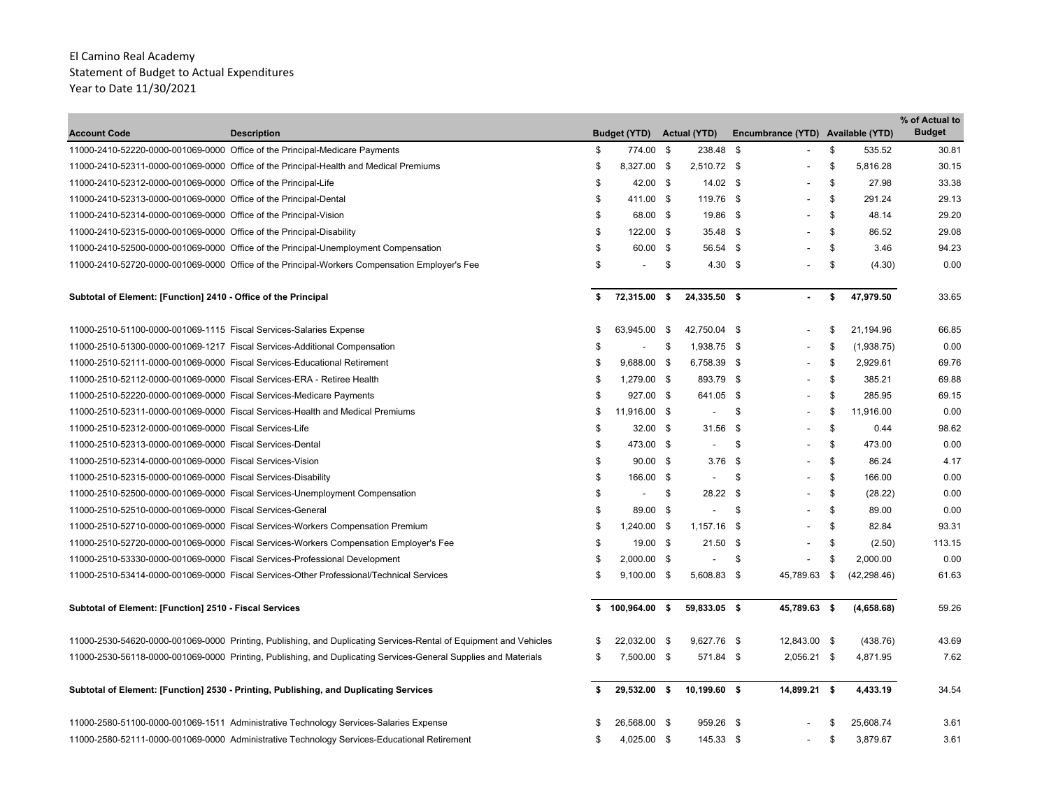El Camino Real Academy
Statement of Budget to Actual Expenditures
Year to Date 11/30/2021

| Account Code | Description | Budget (YTD) | Actual (YTD) | Encumbrance (YTD) | Available (YTD) | % of Actual to Budget |
|---|---|---|---|---|---|---|
| 11000-2410-52220-0000-001069-0000 | Office of the Principal-Medicare Payments | $ 774.00 | $ 238.48 | $ - | $ 535.52 | 30.81 |
| 11000-2410-52311-0000-001069-0000 | Office of the Principal-Health and Medical Premiums | $ 8,327.00 | $ 2,510.72 | $ - | $ 5,816.28 | 30.15 |
| 11000-2410-52312-0000-001069-0000 | Office of the Principal-Life | $ 42.00 | $ 14.02 | $ - | $ 27.98 | 33.38 |
| 11000-2410-52313-0000-001069-0000 | Office of the Principal-Dental | $ 411.00 | $ 119.76 | $ - | $ 291.24 | 29.13 |
| 11000-2410-52314-0000-001069-0000 | Office of the Principal-Vision | $ 68.00 | $ 19.86 | $ - | $ 48.14 | 29.20 |
| 11000-2410-52315-0000-001069-0000 | Office of the Principal-Disability | $ 122.00 | $ 35.48 | $ - | $ 86.52 | 29.08 |
| 11000-2410-52500-0000-001069-0000 | Office of the Principal-Unemployment Compensation | $ 60.00 | $ 56.54 | $ - | $ 3.46 | 94.23 |
| 11000-2410-52720-0000-001069-0000 | Office of the Principal-Workers Compensation Employer's Fee | $ - | $ 4.30 | $ - | $ (4.30) | 0.00 |
| **Subtotal of Element: [Function] 2410 - Office of the Principal** | | **$ 72,315.00** | **$ 24,335.50** | **$ -** | **$ 47,979.50** | 33.65 |
| 11000-2510-51100-0000-001069-1115 | Fiscal Services-Salaries Expense | $ 63,945.00 | $ 42,750.04 | $ - | $ 21,194.96 | 66.85 |
| 11000-2510-51300-0000-001069-1217 | Fiscal Services-Additional Compensation | $ - | $ 1,938.75 | $ - | $ (1,938.75) | 0.00 |
| 11000-2510-52111-0000-001069-0000 | Fiscal Services-Educational Retirement | $ 9,688.00 | $ 6,758.39 | $ - | $ 2,929.61 | 69.76 |
| 11000-2510-52112-0000-001069-0000 | Fiscal Services-ERA - Retiree Health | $ 1,279.00 | $ 893.79 | $ - | $ 385.21 | 69.88 |
| 11000-2510-52220-0000-001069-0000 | Fiscal Services-Medicare Payments | $ 927.00 | $ 641.05 | $ - | $ 285.95 | 69.15 |
| 11000-2510-52311-0000-001069-0000 | Fiscal Services-Health and Medical Premiums | $ 11,916.00 | $ - | $ - | $ 11,916.00 | 0.00 |
| 11000-2510-52312-0000-001069-0000 | Fiscal Services-Life | $ 32.00 | $ 31.56 | $ - | $ 0.44 | 98.62 |
| 11000-2510-52313-0000-001069-0000 | Fiscal Services-Dental | $ 473.00 | $ - | $ - | $ 473.00 | 0.00 |
| 11000-2510-52314-0000-001069-0000 | Fiscal Services-Vision | $ 90.00 | $ 3.76 | $ - | $ 86.24 | 4.17 |
| 11000-2510-52315-0000-001069-0000 | Fiscal Services-Disability | $ 166.00 | $ - | $ - | $ 166.00 | 0.00 |
| 11000-2510-52500-0000-001069-0000 | Fiscal Services-Unemployment Compensation | $ - | $ 28.22 | $ - | $ (28.22) | 0.00 |
| 11000-2510-52510-0000-001069-0000 | Fiscal Services-General | $ 89.00 | $ - | $ - | $ 89.00 | 0.00 |
| 11000-2510-52710-0000-001069-0000 | Fiscal Services-Workers Compensation Premium | $ 1,240.00 | $ 1,157.16 | $ - | $ 82.84 | 93.31 |
| 11000-2510-52720-0000-001069-0000 | Fiscal Services-Workers Compensation Employer's Fee | $ 19.00 | $ 21.50 | $ - | $ (2.50) | 113.15 |
| 11000-2510-53330-0000-001069-0000 | Fiscal Services-Professional Development | $ 2,000.00 | $ - | $ - | $ 2,000.00 | 0.00 |
| 11000-2510-53414-0000-001069-0000 | Fiscal Services-Other Professional/Technical Services | $ 9,100.00 | $ 5,608.83 | $ 45,789.63 | $ (42,298.46) | 61.63 |
| **Subtotal of Element: [Function] 2510 - Fiscal Services** | | **$ 100,964.00** | **$ 59,833.05** | **$ 45,789.63** | **$ (4,658.68)** | 59.26 |
| 11000-2530-54620-0000-001069-0000 | Printing, Publishing, and Duplicating Services-Rental of Equipment and Vehicles | $ 22,032.00 | $ 9,627.76 | $ 12,843.00 | $ (438.76) | 43.69 |
| 11000-2530-56118-0000-001069-0000 | Printing, Publishing, and Duplicating Services-General Supplies and Materials | $ 7,500.00 | $ 571.84 | $ 2,056.21 | $ 4,871.95 | 7.62 |
| **Subtotal of Element: [Function] 2530 - Printing, Publishing, and Duplicating Services** | | **$ 29,532.00** | **$ 10,199.60** | **$ 14,899.21** | **$ 4,433.19** | 34.54 |
| 11000-2580-51100-0000-001069-1511 | Administrative Technology Services-Salaries Expense | $ 26,568.00 | $ 959.26 | $ - | $ 25,608.74 | 3.61 |
| 11000-2580-52111-0000-001069-0000 | Administrative Technology Services-Educational Retirement | $ 4,025.00 | $ 145.33 | $ - | $ 3,879.67 | 3.61 |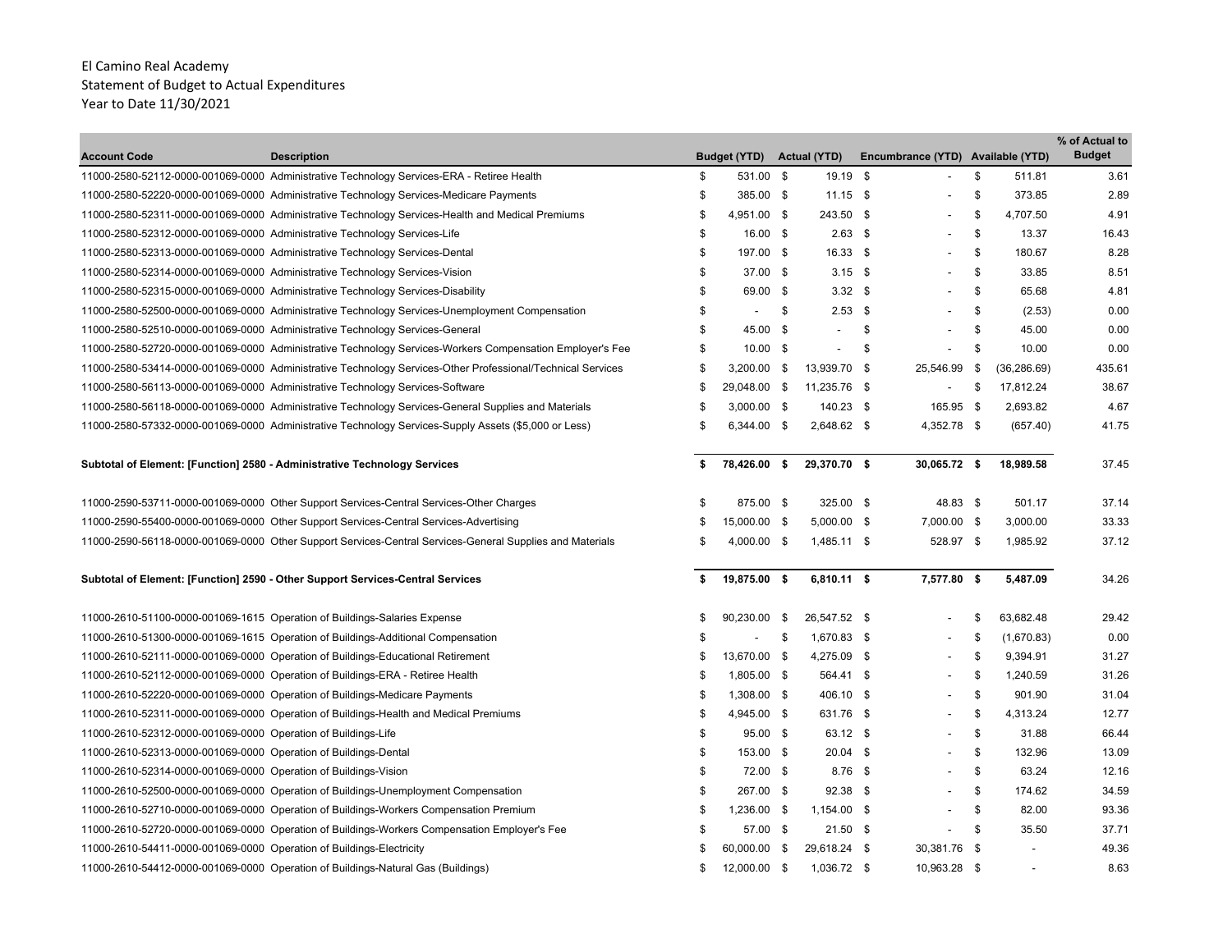El Camino Real Academy
Statement of Budget to Actual Expenditures
Year to Date 11/30/2021

| Account Code | Description | Budget (YTD) | Actual (YTD) | Encumbrance (YTD) | Available (YTD) | % of Actual to Budget |
|---|---|---|---|---|---|---|
| 11000-2580-52112-0000-001069-0000 | Administrative Technology Services-ERA - Retiree Health | $ 531.00 | $ 19.19 | $ - | $ 511.81 | 3.61 |
| 11000-2580-52220-0000-001069-0000 | Administrative Technology Services-Medicare Payments | $ 385.00 | $ 11.15 | $ - | $ 373.85 | 2.89 |
| 11000-2580-52311-0000-001069-0000 | Administrative Technology Services-Health and Medical Premiums | $ 4,951.00 | $ 243.50 | $ - | $ 4,707.50 | 4.91 |
| 11000-2580-52312-0000-001069-0000 | Administrative Technology Services-Life | $ 16.00 | $ 2.63 | $ - | $ 13.37 | 16.43 |
| 11000-2580-52313-0000-001069-0000 | Administrative Technology Services-Dental | $ 197.00 | $ 16.33 | $ - | $ 180.67 | 8.28 |
| 11000-2580-52314-0000-001069-0000 | Administrative Technology Services-Vision | $ 37.00 | $ 3.15 | $ - | $ 33.85 | 8.51 |
| 11000-2580-52315-0000-001069-0000 | Administrative Technology Services-Disability | $ 69.00 | $ 3.32 | $ - | $ 65.68 | 4.81 |
| 11000-2580-52500-0000-001069-0000 | Administrative Technology Services-Unemployment Compensation | $ - | $ 2.53 | $ - | $ (2.53) | 0.00 |
| 11000-2580-52510-0000-001069-0000 | Administrative Technology Services-General | $ 45.00 | $ - | $ - | $ 45.00 | 0.00 |
| 11000-2580-52720-0000-001069-0000 | Administrative Technology Services-Workers Compensation Employer's Fee | $ 10.00 | $ - | $ - | $ 10.00 | 0.00 |
| 11000-2580-53414-0000-001069-0000 | Administrative Technology Services-Other Professional/Technical Services | $ 3,200.00 | $ 13,939.70 | $ 25,546.99 | $ (36,286.69) | 435.61 |
| 11000-2580-56113-0000-001069-0000 | Administrative Technology Services-Software | $ 29,048.00 | $ 11,235.76 | $ - | $ 17,812.24 | 38.67 |
| 11000-2580-56118-0000-001069-0000 | Administrative Technology Services-General Supplies and Materials | $ 3,000.00 | $ 140.23 | $ 165.95 | $ 2,693.82 | 4.67 |
| 11000-2580-57332-0000-001069-0000 | Administrative Technology Services-Supply Assets ($5,000 or Less) | $ 6,344.00 | $ 2,648.62 | $ 4,352.78 | $ (657.40) | 41.75 |
| **Subtotal of Element: [Function] 2580 - Administrative Technology Services** | | **$ 78,426.00** | **$ 29,370.70** | **$ 30,065.72** | **$ 18,989.58** | 37.45 |
| 11000-2590-53711-0000-001069-0000 | Other Support Services-Central Services-Other Charges | $ 875.00 | $ 325.00 | $ 48.83 | $ 501.17 | 37.14 |
| 11000-2590-55400-0000-001069-0000 | Other Support Services-Central Services-Advertising | $ 15,000.00 | $ 5,000.00 | $ 7,000.00 | $ 3,000.00 | 33.33 |
| 11000-2590-56118-0000-001069-0000 | Other Support Services-Central Services-General Supplies and Materials | $ 4,000.00 | $ 1,485.11 | $ 528.97 | $ 1,985.92 | 37.12 |
| **Subtotal of Element: [Function] 2590 - Other Support Services-Central Services** | | **$ 19,875.00** | **$ 6,810.11** | **$ 7,577.80** | **$ 5,487.09** | 34.26 |
| 11000-2610-51100-0000-001069-1615 | Operation of Buildings-Salaries Expense | $ 90,230.00 | $ 26,547.52 | $ - | $ 63,682.48 | 29.42 |
| 11000-2610-51300-0000-001069-1615 | Operation of Buildings-Additional Compensation | $ - | $ 1,670.83 | $ - | $ (1,670.83) | 0.00 |
| 11000-2610-52111-0000-001069-0000 | Operation of Buildings-Educational Retirement | $ 13,670.00 | $ 4,275.09 | $ - | $ 9,394.91 | 31.27 |
| 11000-2610-52112-0000-001069-0000 | Operation of Buildings-ERA - Retiree Health | $ 1,805.00 | $ 564.41 | $ - | $ 1,240.59 | 31.26 |
| 11000-2610-52220-0000-001069-0000 | Operation of Buildings-Medicare Payments | $ 1,308.00 | $ 406.10 | $ - | $ 901.90 | 31.04 |
| 11000-2610-52311-0000-001069-0000 | Operation of Buildings-Health and Medical Premiums | $ 4,945.00 | $ 631.76 | $ - | $ 4,313.24 | 12.77 |
| 11000-2610-52312-0000-001069-0000 | Operation of Buildings-Life | $ 95.00 | $ 63.12 | $ - | $ 31.88 | 66.44 |
| 11000-2610-52313-0000-001069-0000 | Operation of Buildings-Dental | $ 153.00 | $ 20.04 | $ - | $ 132.96 | 13.09 |
| 11000-2610-52314-0000-001069-0000 | Operation of Buildings-Vision | $ 72.00 | $ 8.76 | $ - | $ 63.24 | 12.16 |
| 11000-2610-52500-0000-001069-0000 | Operation of Buildings-Unemployment Compensation | $ 267.00 | $ 92.38 | $ - | $ 174.62 | 34.59 |
| 11000-2610-52710-0000-001069-0000 | Operation of Buildings-Workers Compensation Premium | $ 1,236.00 | $ 1,154.00 | $ - | $ 82.00 | 93.36 |
| 11000-2610-52720-0000-001069-0000 | Operation of Buildings-Workers Compensation Employer's Fee | $ 57.00 | $ 21.50 | $ - | $ 35.50 | 37.71 |
| 11000-2610-54411-0000-001069-0000 | Operation of Buildings-Electricity | $ 60,000.00 | $ 29,618.24 | $ 30,381.76 | $ - | 49.36 |
| 11000-2610-54412-0000-001069-0000 | Operation of Buildings-Natural Gas (Buildings) | $ 12,000.00 | $ 1,036.72 | $ 10,963.28 | $ - | 8.63 |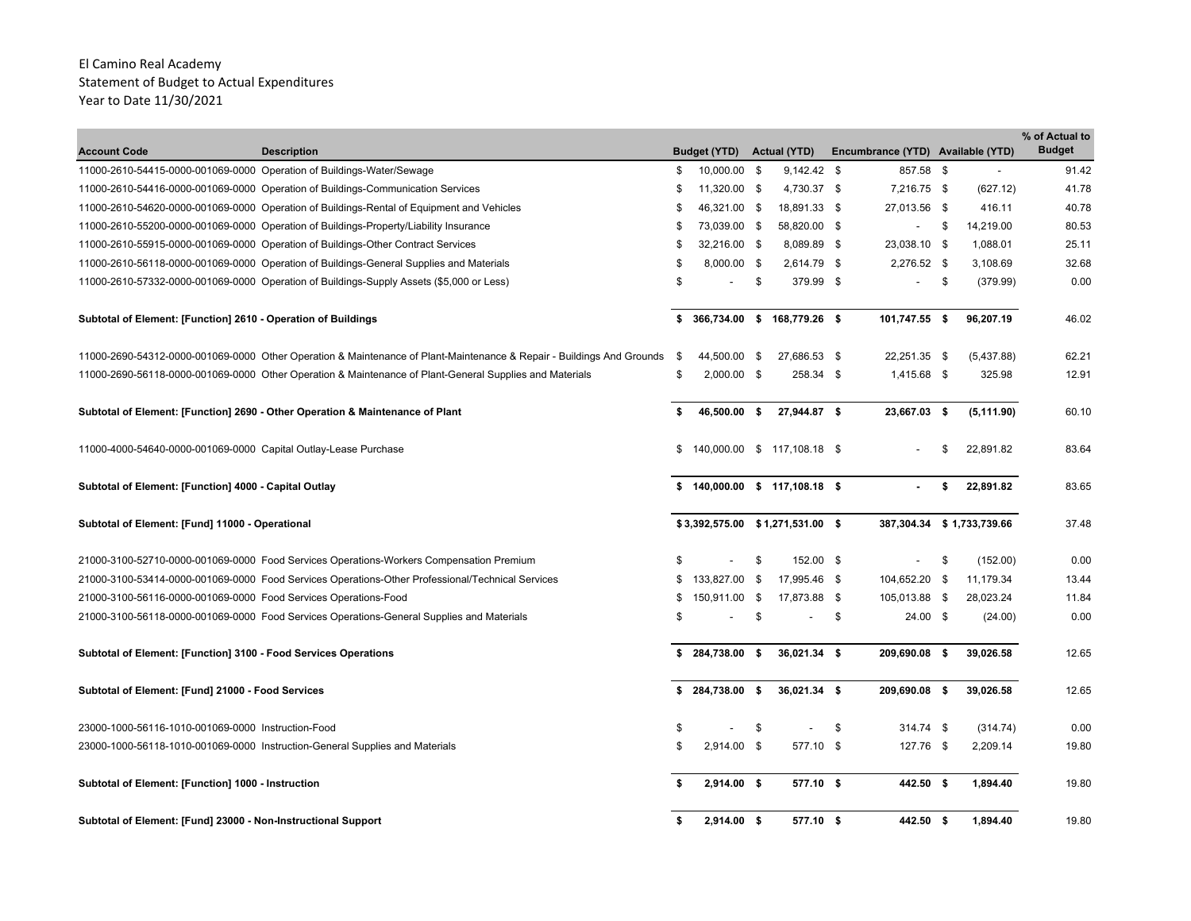El Camino Real Academy
Statement of Budget to Actual Expenditures
Year to Date 11/30/2021

| Account Code | Description | Budget (YTD) | Actual (YTD) | Encumbrance (YTD) | Available (YTD) | % of Actual to Budget |
|---|---|---|---|---|---|---|
| 11000-2610-54415-0000-001069-0000 | Operation of Buildings-Water/Sewage | $ 10,000.00 | $ 9,142.42 | $ 857.58 | $ - | 91.42 |
| 11000-2610-54416-0000-001069-0000 | Operation of Buildings-Communication Services | $ 11,320.00 | $ 4,730.37 | $ 7,216.75 | $ (627.12) | 41.78 |
| 11000-2610-54620-0000-001069-0000 | Operation of Buildings-Rental of Equipment and Vehicles | $ 46,321.00 | $ 18,891.33 | $ 27,013.56 | $ 416.11 | 40.78 |
| 11000-2610-55200-0000-001069-0000 | Operation of Buildings-Property/Liability Insurance | $ 73,039.00 | $ 58,820.00 | $ - | $ 14,219.00 | 80.53 |
| 11000-2610-55915-0000-001069-0000 | Operation of Buildings-Other Contract Services | $ 32,216.00 | $ 8,089.89 | $ 23,038.10 | $ 1,088.01 | 25.11 |
| 11000-2610-56118-0000-001069-0000 | Operation of Buildings-General Supplies and Materials | $ 8,000.00 | $ 2,614.79 | $ 2,276.52 | $ 3,108.69 | 32.68 |
| 11000-2610-57332-0000-001069-0000 | Operation of Buildings-Supply Assets ($5,000 or Less) | $ - | $ 379.99 | $ - | $ (379.99) | 0.00 |
| **Subtotal of Element: [Function] 2610 - Operation of Buildings** | | **$ 366,734.00** | **$ 168,779.26** | **$ 101,747.55** | **$ 96,207.19** | 46.02 |
| 11000-2690-54312-0000-001069-0000 | Other Operation & Maintenance of Plant-Maintenance & Repair - Buildings And Grounds | $ 44,500.00 | $ 27,686.53 | $ 22,251.35 | $ (5,437.88) | 62.21 |
| 11000-2690-56118-0000-001069-0000 | Other Operation & Maintenance of Plant-General Supplies and Materials | $ 2,000.00 | $ 258.34 | $ 1,415.68 | $ 325.98 | 12.91 |
| **Subtotal of Element: [Function] 2690 - Other Operation & Maintenance of Plant** | | **$ 46,500.00** | **$ 27,944.87** | **$ 23,667.03** | **$ (5,111.90)** | 60.10 |
| 11000-4000-54640-0000-001069-0000 | Capital Outlay-Lease Purchase | $ 140,000.00 | $ 117,108.18 | $ - | $ 22,891.82 | 83.64 |
| **Subtotal of Element: [Function] 4000 - Capital Outlay** | | **$ 140,000.00** | **$ 117,108.18** | **$ -** | **$ 22,891.82** | 83.65 |
| **Subtotal of Element: [Fund] 11000 - Operational** | | **$ 3,392,575.00** | **$ 1,271,531.00** | **$ 387,304.34** | **$ 1,733,739.66** | 37.48 |
| 21000-3100-52710-0000-001069-0000 | Food Services Operations-Workers Compensation Premium | $ - | $ 152.00 | $ - | $ (152.00) | 0.00 |
| 21000-3100-53414-0000-001069-0000 | Food Services Operations-Other Professional/Technical Services | $ 133,827.00 | $ 17,995.46 | $ 104,652.20 | $ 11,179.34 | 13.44 |
| 21000-3100-56116-0000-001069-0000 | Food Services Operations-Food | $ 150,911.00 | $ 17,873.88 | $ 105,013.88 | $ 28,023.24 | 11.84 |
| 21000-3100-56118-0000-001069-0000 | Food Services Operations-General Supplies and Materials | $ - | $ - | $ 24.00 | $ (24.00) | 0.00 |
| **Subtotal of Element: [Function] 3100 - Food Services Operations** | | **$ 284,738.00** | **$ 36,021.34** | **$ 209,690.08** | **$ 39,026.58** | 12.65 |
| **Subtotal of Element: [Fund] 21000 - Food Services** | | **$ 284,738.00** | **$ 36,021.34** | **$ 209,690.08** | **$ 39,026.58** | 12.65 |
| 23000-1000-56116-1010-001069-0000 | Instruction-Food | $ - | $ - | $ 314.74 | $ (314.74) | 0.00 |
| 23000-1000-56118-1010-001069-0000 | Instruction-General Supplies and Materials | $ 2,914.00 | $ 577.10 | $ 127.76 | $ 2,209.14 | 19.80 |
| **Subtotal of Element: [Function] 1000 - Instruction** | | **$ 2,914.00** | **$ 577.10** | **$ 442.50** | **$ 1,894.40** | 19.80 |
| **Subtotal of Element: [Fund] 23000 - Non-Instructional Support** | | **$ 2,914.00** | **$ 577.10** | **$ 442.50** | **$ 1,894.40** | 19.80 |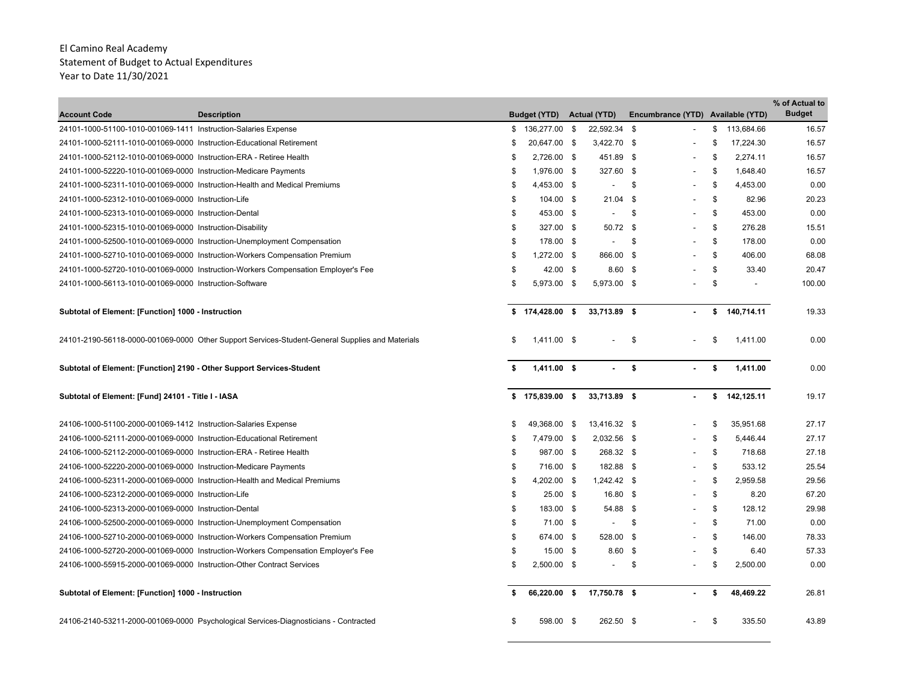El Camino Real Academy
Statement of Budget to Actual Expenditures
Year to Date 11/30/2021

| Account Code | Description | Budget (YTD) | Actual (YTD) | Encumbrance (YTD) | Available (YTD) | % of Actual to Budget |
|---|---|---|---|---|---|---|
| 24101-1000-51100-1010-001069-1411 | Instruction-Salaries Expense | $ 136,277.00 | $ 22,592.34 | $ - | $ 113,684.66 | 16.57 |
| 24101-1000-52111-1010-001069-0000 | Instruction-Educational Retirement | $ 20,647.00 | $ 3,422.70 | $ - | $ 17,224.30 | 16.57 |
| 24101-1000-52112-1010-001069-0000 | Instruction-ERA - Retiree Health | $ 2,726.00 | $ 451.89 | $ - | $ 2,274.11 | 16.57 |
| 24101-1000-52220-1010-001069-0000 | Instruction-Medicare Payments | $ 1,976.00 | $ 327.60 | $ - | $ 1,648.40 | 16.57 |
| 24101-1000-52311-1010-001069-0000 | Instruction-Health and Medical Premiums | $ 4,453.00 | $ - | $ - | $ 4,453.00 | 0.00 |
| 24101-1000-52312-1010-001069-0000 | Instruction-Life | $ 104.00 | $ 21.04 | $ - | $ 82.96 | 20.23 |
| 24101-1000-52313-1010-001069-0000 | Instruction-Dental | $ 453.00 | $ - | $ - | $ 453.00 | 0.00 |
| 24101-1000-52315-1010-001069-0000 | Instruction-Disability | $ 327.00 | $ 50.72 | $ - | $ 276.28 | 15.51 |
| 24101-1000-52500-1010-001069-0000 | Instruction-Unemployment Compensation | $ 178.00 | $ - | $ - | $ 178.00 | 0.00 |
| 24101-1000-52710-1010-001069-0000 | Instruction-Workers Compensation Premium | $ 1,272.00 | $ 866.00 | $ - | $ 406.00 | 68.08 |
| 24101-1000-52720-1010-001069-0000 | Instruction-Workers Compensation Employer's Fee | $ 42.00 | $ 8.60 | $ - | $ 33.40 | 20.47 |
| 24101-1000-56113-1010-001069-0000 | Instruction-Software | $ 5,973.00 | $ 5,973.00 | $ - | $ - | 100.00 |
| **Subtotal of Element: [Function] 1000 - Instruction** | | **$ 174,428.00** | **$ 33,713.89** | **$ -** | **$ 140,714.11** | 19.33 |
| 24101-2190-56118-0000-001069-0000 | Other Support Services-Student-General Supplies and Materials | $ 1,411.00 | $ - | $ - | $ 1,411.00 | 0.00 |
| **Subtotal of Element: [Function] 2190 - Other Support Services-Student** | | **$ 1,411.00** | **$ -** | **$ -** | **$ 1,411.00** | 0.00 |
| **Subtotal of Element: [Fund] 24101 - Title I - IASA** | | **$ 175,839.00** | **$ 33,713.89** | **$ -** | **$ 142,125.11** | 19.17 |
| 24106-1000-51100-2000-001069-1412 | Instruction-Salaries Expense | $ 49,368.00 | $ 13,416.32 | $ - | $ 35,951.68 | 27.17 |
| 24106-1000-52111-2000-001069-0000 | Instruction-Educational Retirement | $ 7,479.00 | $ 2,032.56 | $ - | $ 5,446.44 | 27.17 |
| 24106-1000-52112-2000-001069-0000 | Instruction-ERA - Retiree Health | $ 987.00 | $ 268.32 | $ - | $ 718.68 | 27.18 |
| 24106-1000-52220-2000-001069-0000 | Instruction-Medicare Payments | $ 716.00 | $ 182.88 | $ - | $ 533.12 | 25.54 |
| 24106-1000-52311-2000-001069-0000 | Instruction-Health and Medical Premiums | $ 4,202.00 | $ 1,242.42 | $ - | $ 2,959.58 | 29.56 |
| 24106-1000-52312-2000-001069-0000 | Instruction-Life | $ 25.00 | $ 16.80 | $ - | $ 8.20 | 67.20 |
| 24106-1000-52313-2000-001069-0000 | Instruction-Dental | $ 183.00 | $ 54.88 | $ - | $ 128.12 | 29.98 |
| 24106-1000-52500-2000-001069-0000 | Instruction-Unemployment Compensation | $ 71.00 | $ - | $ - | $ 71.00 | 0.00 |
| 24106-1000-52710-2000-001069-0000 | Instruction-Workers Compensation Premium | $ 674.00 | $ 528.00 | $ - | $ 146.00 | 78.33 |
| 24106-1000-52720-2000-001069-0000 | Instruction-Workers Compensation Employer's Fee | $ 15.00 | $ 8.60 | $ - | $ 6.40 | 57.33 |
| 24106-1000-55915-2000-001069-0000 | Instruction-Other Contract Services | $ 2,500.00 | $ - | $ - | $ 2,500.00 | 0.00 |
| **Subtotal of Element: [Function] 1000 - Instruction** | | **$ 66,220.00** | **$ 17,750.78** | **$ -** | **$ 48,469.22** | 26.81 |
| 24106-2140-53211-2000-001069-0000 | Psychological Services-Diagnosticians - Contracted | $ 598.00 | $ 262.50 | $ - | $ 335.50 | 43.89 |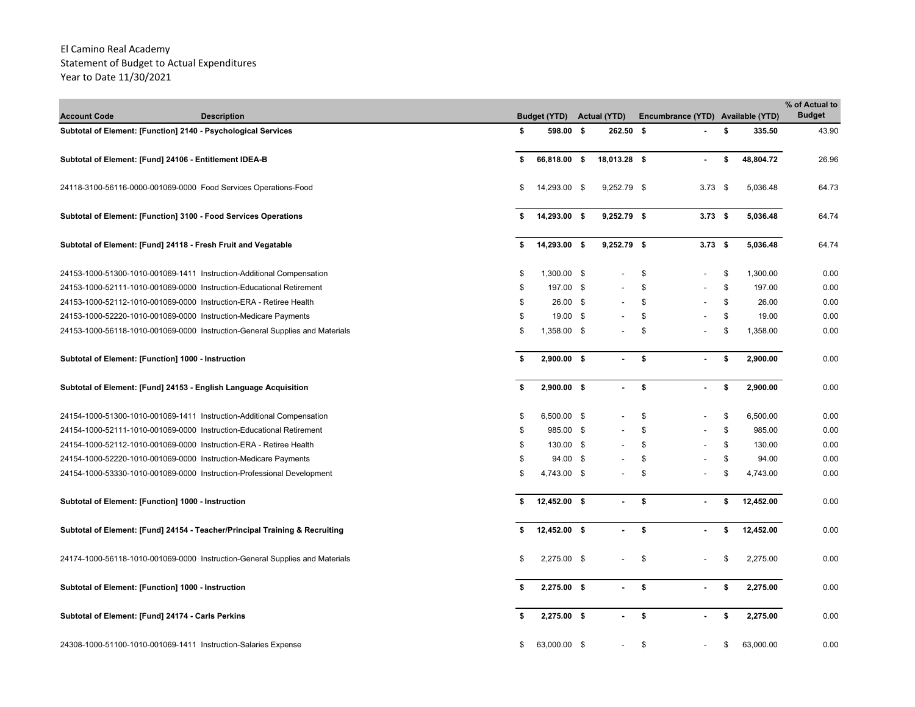El Camino Real Academy
Statement of Budget to Actual Expenditures
Year to Date 11/30/2021

| Account Code | Description | Budget (YTD) | Actual (YTD) | Encumbrance (YTD) | Available (YTD) | % of Actual to Budget |
|---|---|---|---|---|---|---|
| **Subtotal of Element: [Function] 2140 - Psychological Services** | | **$ 598.00** | **$ 262.50** | **$ -** | **$ 335.50** | 43.90 |
| **Subtotal of Element: [Fund] 24106 - Entitlement IDEA-B** | | **$ 66,818.00** | **$ 18,013.28** | **$ -** | **$ 48,804.72** | 26.96 |
| 24118-3100-56116-0000-001069-0000 | Food Services Operations-Food | $ 14,293.00 | $ 9,252.79 | $ 3.73 | $ 5,036.48 | 64.73 |
| **Subtotal of Element: [Function] 3100 - Food Services Operations** | | **$ 14,293.00** | **$ 9,252.79** | **$ 3.73** | **$ 5,036.48** | 64.74 |
| **Subtotal of Element: [Fund] 24118 - Fresh Fruit and Vegatable** | | **$ 14,293.00** | **$ 9,252.79** | **$ 3.73** | **$ 5,036.48** | 64.74 |
| 24153-1000-51300-1010-001069-1411 | Instruction-Additional Compensation | $ 1,300.00 | $ - | $ - | $ 1,300.00 | 0.00 |
| 24153-1000-52111-1010-001069-0000 | Instruction-Educational Retirement | $ 197.00 | $ - | $ - | $ 197.00 | 0.00 |
| 24153-1000-52112-1010-001069-0000 | Instruction-ERA - Retiree Health | $ 26.00 | $ - | $ - | $ 26.00 | 0.00 |
| 24153-1000-52220-1010-001069-0000 | Instruction-Medicare Payments | $ 19.00 | $ - | $ - | $ 19.00 | 0.00 |
| 24153-1000-56118-1010-001069-0000 | Instruction-General Supplies and Materials | $ 1,358.00 | $ - | $ - | $ 1,358.00 | 0.00 |
| **Subtotal of Element: [Function] 1000 - Instruction** | | **$ 2,900.00** | **$ -** | **$ -** | **$ 2,900.00** | 0.00 |
| **Subtotal of Element: [Fund] 24153 - English Language Acquisition** | | **$ 2,900.00** | **$ -** | **$ -** | **$ 2,900.00** | 0.00 |
| 24154-1000-51300-1010-001069-1411 | Instruction-Additional Compensation | $ 6,500.00 | $ - | $ - | $ 6,500.00 | 0.00 |
| 24154-1000-52111-1010-001069-0000 | Instruction-Educational Retirement | $ 985.00 | $ - | $ - | $ 985.00 | 0.00 |
| 24154-1000-52112-1010-001069-0000 | Instruction-ERA - Retiree Health | $ 130.00 | $ - | $ - | $ 130.00 | 0.00 |
| 24154-1000-52220-1010-001069-0000 | Instruction-Medicare Payments | $ 94.00 | $ - | $ - | $ 94.00 | 0.00 |
| 24154-1000-53330-1010-001069-0000 | Instruction-Professional Development | $ 4,743.00 | $ - | $ - | $ 4,743.00 | 0.00 |
| **Subtotal of Element: [Function] 1000 - Instruction** | | **$ 12,452.00** | **$ -** | **$ -** | **$ 12,452.00** | 0.00 |
| **Subtotal of Element: [Fund] 24154 - Teacher/Principal Training & Recruiting** | | **$ 12,452.00** | **$ -** | **$ -** | **$ 12,452.00** | 0.00 |
| 24174-1000-56118-1010-001069-0000 | Instruction-General Supplies and Materials | $ 2,275.00 | $ - | $ - | $ 2,275.00 | 0.00 |
| **Subtotal of Element: [Function] 1000 - Instruction** | | **$ 2,275.00** | **$ -** | **$ -** | **$ 2,275.00** | 0.00 |
| **Subtotal of Element: [Fund] 24174 - Carls Perkins** | | **$ 2,275.00** | **$ -** | **$ -** | **$ 2,275.00** | 0.00 |
| 24308-1000-51100-1010-001069-1411 | Instruction-Salaries Expense | $ 63,000.00 | $ - | $ - | $ 63,000.00 | 0.00 |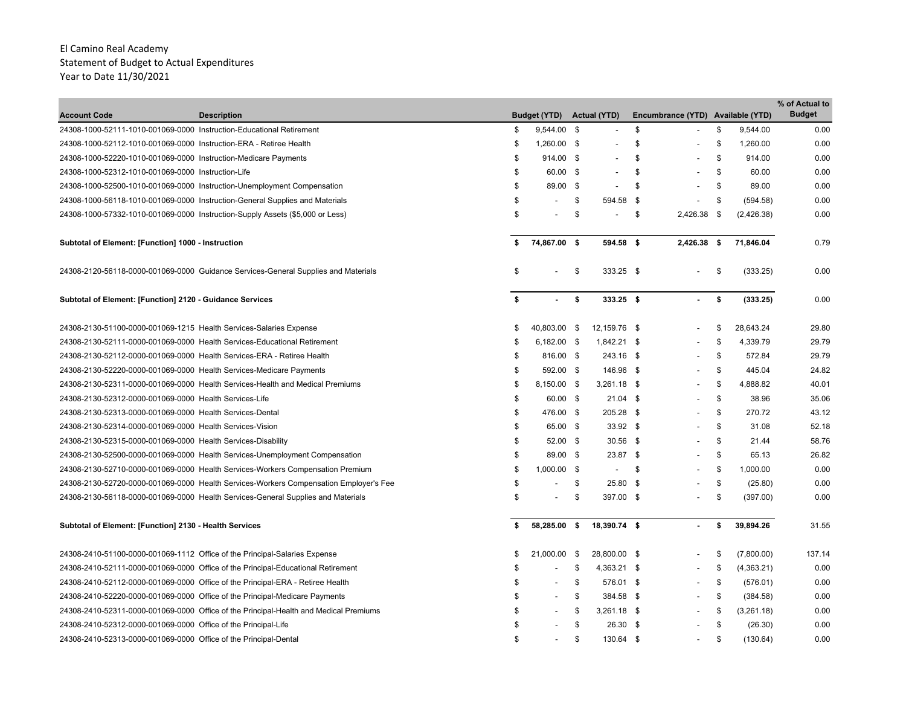El Camino Real Academy
Statement of Budget to Actual Expenditures
Year to Date 11/30/2021

| Account Code | Description | Budget (YTD) | Actual (YTD) | Encumbrance (YTD) | Available (YTD) | % of Actual to Budget |
|---|---|---|---|---|---|---|
| 24308-1000-52111-1010-001069-0000 | Instruction-Educational Retirement | $ 9,544.00 | $ - | $ - | $ 9,544.00 | 0.00 |
| 24308-1000-52112-1010-001069-0000 | Instruction-ERA - Retiree Health | $ 1,260.00 | $ - | $ - | $ 1,260.00 | 0.00 |
| 24308-1000-52220-1010-001069-0000 | Instruction-Medicare Payments | $ 914.00 | $ - | $ - | $ 914.00 | 0.00 |
| 24308-1000-52312-1010-001069-0000 | Instruction-Life | $ 60.00 | $ - | $ - | $ 60.00 | 0.00 |
| 24308-1000-52500-1010-001069-0000 | Instruction-Unemployment Compensation | $ 89.00 | $ - | $ - | $ 89.00 | 0.00 |
| 24308-1000-56118-1010-001069-0000 | Instruction-General Supplies and Materials | $ - | $ 594.58 | $ - | $ (594.58) | 0.00 |
| 24308-1000-57332-1010-001069-0000 | Instruction-Supply Assets ($5,000 or Less) | $ - | $ - | $ 2,426.38 | $ (2,426.38) | 0.00 |
| **Subtotal of Element: [Function] 1000 - Instruction** | | **$ 74,867.00** | **$ 594.58** | **$ 2,426.38** | **$ 71,846.04** | 0.79 |
| 24308-2120-56118-0000-001069-0000 | Guidance Services-General Supplies and Materials | $ - | $ 333.25 | $ - | $ (333.25) | 0.00 |
| **Subtotal of Element: [Function] 2120 - Guidance Services** | | **$ -** | **$ 333.25** | **$ -** | **$ (333.25)** | 0.00 |
| 24308-2130-51100-0000-001069-1215 | Health Services-Salaries Expense | $ 40,803.00 | $ 12,159.76 | $ - | $ 28,643.24 | 29.80 |
| 24308-2130-52111-0000-001069-0000 | Health Services-Educational Retirement | $ 6,182.00 | $ 1,842.21 | $ - | $ 4,339.79 | 29.79 |
| 24308-2130-52112-0000-001069-0000 | Health Services-ERA - Retiree Health | $ 816.00 | $ 243.16 | $ - | $ 572.84 | 29.79 |
| 24308-2130-52220-0000-001069-0000 | Health Services-Medicare Payments | $ 592.00 | $ 146.96 | $ - | $ 445.04 | 24.82 |
| 24308-2130-52311-0000-001069-0000 | Health Services-Health and Medical Premiums | $ 8,150.00 | $ 3,261.18 | $ - | $ 4,888.82 | 40.01 |
| 24308-2130-52312-0000-001069-0000 | Health Services-Life | $ 60.00 | $ 21.04 | $ - | $ 38.96 | 35.06 |
| 24308-2130-52313-0000-001069-0000 | Health Services-Dental | $ 476.00 | $ 205.28 | $ - | $ 270.72 | 43.12 |
| 24308-2130-52314-0000-001069-0000 | Health Services-Vision | $ 65.00 | $ 33.92 | $ - | $ 31.08 | 52.18 |
| 24308-2130-52315-0000-001069-0000 | Health Services-Disability | $ 52.00 | $ 30.56 | $ - | $ 21.44 | 58.76 |
| 24308-2130-52500-0000-001069-0000 | Health Services-Unemployment Compensation | $ 89.00 | $ 23.87 | $ - | $ 65.13 | 26.82 |
| 24308-2130-52710-0000-001069-0000 | Health Services-Workers Compensation Premium | $ 1,000.00 | $ - | $ - | $ 1,000.00 | 0.00 |
| 24308-2130-52720-0000-001069-0000 | Health Services-Workers Compensation Employer's Fee | $ - | $ 25.80 | $ - | $ (25.80) | 0.00 |
| 24308-2130-56118-0000-001069-0000 | Health Services-General Supplies and Materials | $ - | $ 397.00 | $ - | $ (397.00) | 0.00 |
| **Subtotal of Element: [Function] 2130 - Health Services** | | **$ 58,285.00** | **$ 18,390.74** | **$ -** | **$ 39,894.26** | 31.55 |
| 24308-2410-51100-0000-001069-1112 | Office of the Principal-Salaries Expense | $ 21,000.00 | $ 28,800.00 | $ - | $ (7,800.00) | 137.14 |
| 24308-2410-52111-0000-001069-0000 | Office of the Principal-Educational Retirement | $ - | $ 4,363.21 | $ - | $ (4,363.21) | 0.00 |
| 24308-2410-52112-0000-001069-0000 | Office of the Principal-ERA - Retiree Health | $ - | $ 576.01 | $ - | $ (576.01) | 0.00 |
| 24308-2410-52220-0000-001069-0000 | Office of the Principal-Medicare Payments | $ - | $ 384.58 | $ - | $ (384.58) | 0.00 |
| 24308-2410-52311-0000-001069-0000 | Office of the Principal-Health and Medical Premiums | $ - | $ 3,261.18 | $ - | $ (3,261.18) | 0.00 |
| 24308-2410-52312-0000-001069-0000 | Office of the Principal-Life | $ - | $ 26.30 | $ - | $ (26.30) | 0.00 |
| 24308-2410-52313-0000-001069-0000 | Office of the Principal-Dental | $ - | $ 130.64 | $ - | $ (130.64) | 0.00 |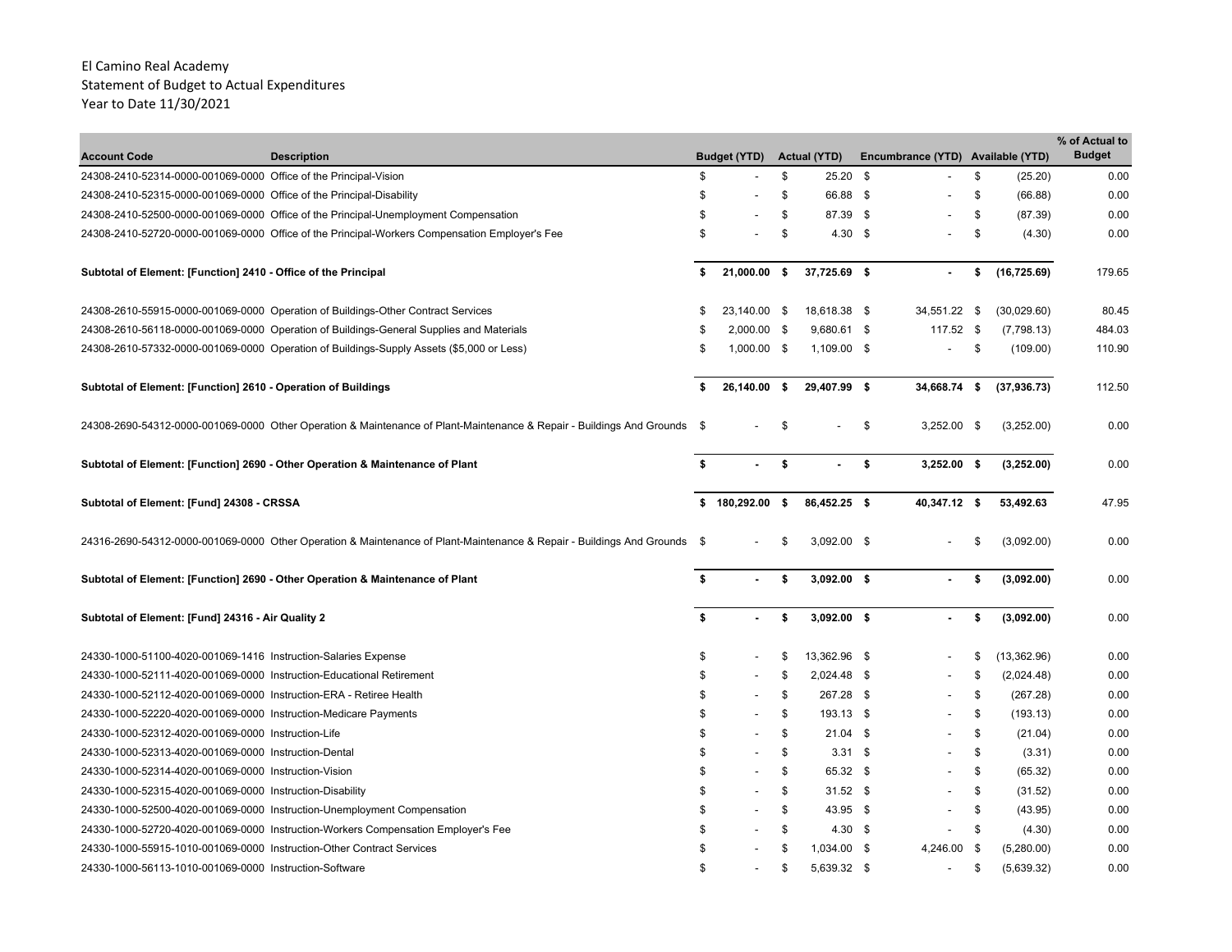El Camino Real Academy
Statement of Budget to Actual Expenditures
Year to Date 11/30/2021

| Account Code | Description | Budget (YTD) | Actual (YTD) | Encumbrance (YTD) | Available (YTD) | % of Actual to Budget |
|---|---|---|---|---|---|---|
| 24308-2410-52314-0000-001069-0000 | Office of the Principal-Vision | $ - | $ 25.20 | $ - | $ (25.20) | 0.00 |
| 24308-2410-52315-0000-001069-0000 | Office of the Principal-Disability | $ - | $ 66.88 | $ - | $ (66.88) | 0.00 |
| 24308-2410-52500-0000-001069-0000 | Office of the Principal-Unemployment Compensation | $ - | $ 87.39 | $ - | $ (87.39) | 0.00 |
| 24308-2410-52720-0000-001069-0000 | Office of the Principal-Workers Compensation Employer's Fee | $ - | $ 4.30 | $ - | $ (4.30) | 0.00 |
| **Subtotal of Element: [Function] 2410 - Office of the Principal** | | **$ 21,000.00** | **$ 37,725.69** | **$ -** | **$ (16,725.69)** | 179.65 |
| 24308-2610-55915-0000-001069-0000 | Operation of Buildings-Other Contract Services | $ 23,140.00 | $ 18,618.38 | $ 34,551.22 | $ (30,029.60) | 80.45 |
| 24308-2610-56118-0000-001069-0000 | Operation of Buildings-General Supplies and Materials | $ 2,000.00 | $ 9,680.61 | $ 117.52 | $ (7,798.13) | 484.03 |
| 24308-2610-57332-0000-001069-0000 | Operation of Buildings-Supply Assets ($5,000 or Less) | $ 1,000.00 | $ 1,109.00 | $ - | $ (109.00) | 110.90 |
| **Subtotal of Element: [Function] 2610 - Operation of Buildings** | | **$ 26,140.00** | **$ 29,407.99** | **$ 34,668.74** | **$ (37,936.73)** | 112.50 |
| 24308-2690-54312-0000-001069-0000 | Other Operation & Maintenance of Plant-Maintenance & Repair - Buildings And Grounds | $ - | $ - | $ 3,252.00 | $ (3,252.00) | 0.00 |
| **Subtotal of Element: [Function] 2690 - Other Operation & Maintenance of Plant** | | **$ -** | **$ -** | **$ 3,252.00** | **$ (3,252.00)** | 0.00 |
| **Subtotal of Element: [Fund] 24308 - CRSSA** | | **$ 180,292.00** | **$ 86,452.25** | **$ 40,347.12** | **$ 53,492.63** | 47.95 |
| 24316-2690-54312-0000-001069-0000 | Other Operation & Maintenance of Plant-Maintenance & Repair - Buildings And Grounds | $ - | $ 3,092.00 | $ - | $ (3,092.00) | 0.00 |
| **Subtotal of Element: [Function] 2690 - Other Operation & Maintenance of Plant** | | **$ -** | **$ 3,092.00** | **$ -** | **$ (3,092.00)** | 0.00 |
| **Subtotal of Element: [Fund] 24316 - Air Quality 2** | | **$ -** | **$ 3,092.00** | **$ -** | **$ (3,092.00)** | 0.00 |
| 24330-1000-51100-4020-001069-1416 | Instruction-Salaries Expense | $ - | $ 13,362.96 | $ - | $ (13,362.96) | 0.00 |
| 24330-1000-52111-4020-001069-0000 | Instruction-Educational Retirement | $ - | $ 2,024.48 | $ - | $ (2,024.48) | 0.00 |
| 24330-1000-52112-4020-001069-0000 | Instruction-ERA - Retiree Health | $ - | $ 267.28 | $ - | $ (267.28) | 0.00 |
| 24330-1000-52220-4020-001069-0000 | Instruction-Medicare Payments | $ - | $ 193.13 | $ - | $ (193.13) | 0.00 |
| 24330-1000-52312-4020-001069-0000 | Instruction-Life | $ - | $ 21.04 | $ - | $ (21.04) | 0.00 |
| 24330-1000-52313-4020-001069-0000 | Instruction-Dental | $ - | $ 3.31 | $ - | $ (3.31) | 0.00 |
| 24330-1000-52314-4020-001069-0000 | Instruction-Vision | $ - | $ 65.32 | $ - | $ (65.32) | 0.00 |
| 24330-1000-52315-4020-001069-0000 | Instruction-Disability | $ - | $ 31.52 | $ - | $ (31.52) | 0.00 |
| 24330-1000-52500-4020-001069-0000 | Instruction-Unemployment Compensation | $ - | $ 43.95 | $ - | $ (43.95) | 0.00 |
| 24330-1000-52720-4020-001069-0000 | Instruction-Workers Compensation Employer's Fee | $ - | $ 4.30 | $ - | $ (4.30) | 0.00 |
| 24330-1000-55915-1010-001069-0000 | Instruction-Other Contract Services | $ - | $ 1,034.00 | $ 4,246.00 | $ (5,280.00) | 0.00 |
| 24330-1000-56113-1010-001069-0000 | Instruction-Software | $ - | $ 5,639.32 | $ - | $ (5,639.32) | 0.00 |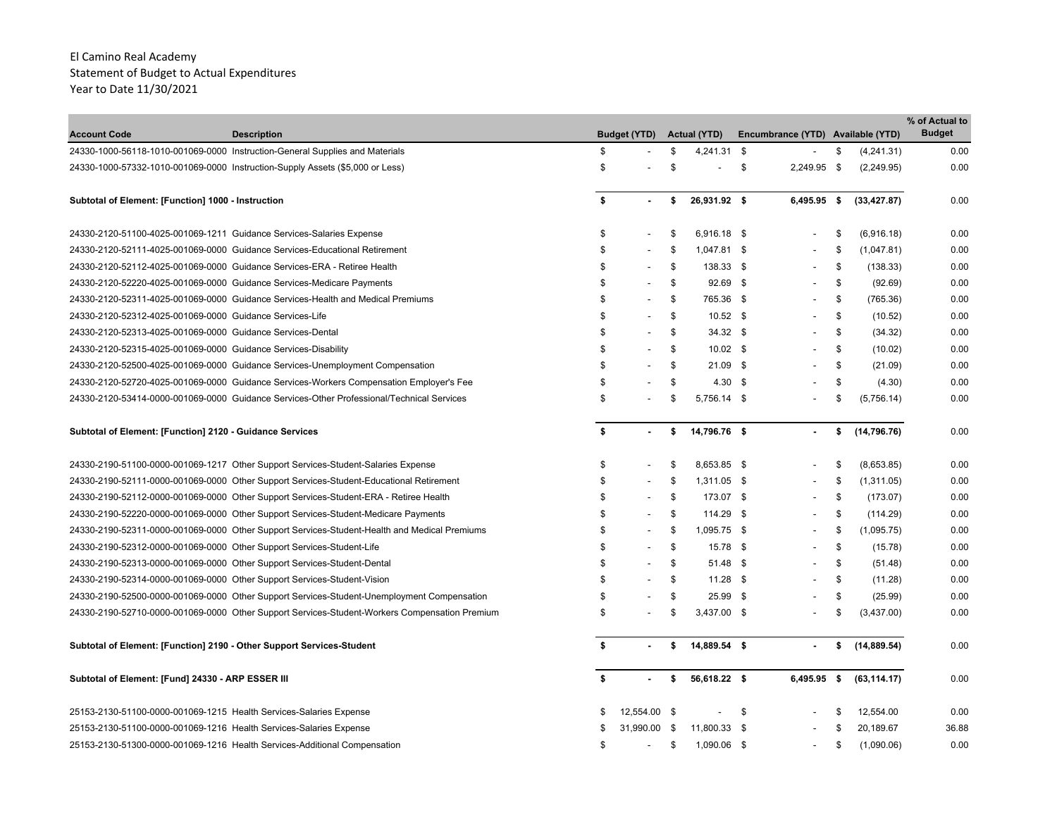El Camino Real Academy
Statement of Budget to Actual Expenditures
Year to Date 11/30/2021

| Account Code | Description | Budget (YTD) | Actual (YTD) | Encumbrance (YTD) | Available (YTD) | % of Actual to Budget |
|---|---|---|---|---|---|---|
| 24330-1000-56118-1010-001069-0000 | Instruction-General Supplies and Materials | $ - | $ 4,241.31 | $ - | $ (4,241.31) | 0.00 |
| 24330-1000-57332-1010-001069-0000 | Instruction-Supply Assets ($5,000 or Less) | $ - | $ - | $ 2,249.95 | $ (2,249.95) | 0.00 |
| **Subtotal of Element: [Function] 1000 - Instruction** | | **$ -** | **$ 26,931.92** | **$ 6,495.95** | **$ (33,427.87)** | 0.00 |
| 24330-2120-51100-4025-001069-1211 | Guidance Services-Salaries Expense | $ - | $ 6,916.18 | $ - | $ (6,916.18) | 0.00 |
| 24330-2120-52111-4025-001069-0000 | Guidance Services-Educational Retirement | $ - | $ 1,047.81 | $ - | $ (1,047.81) | 0.00 |
| 24330-2120-52112-4025-001069-0000 | Guidance Services-ERA - Retiree Health | $ - | $ 138.33 | $ - | $ (138.33) | 0.00 |
| 24330-2120-52220-4025-001069-0000 | Guidance Services-Medicare Payments | $ - | $ 92.69 | $ - | $ (92.69) | 0.00 |
| 24330-2120-52311-4025-001069-0000 | Guidance Services-Health and Medical Premiums | $ - | $ 765.36 | $ - | $ (765.36) | 0.00 |
| 24330-2120-52312-4025-001069-0000 | Guidance Services-Life | $ - | $ 10.52 | $ - | $ (10.52) | 0.00 |
| 24330-2120-52313-4025-001069-0000 | Guidance Services-Dental | $ - | $ 34.32 | $ - | $ (34.32) | 0.00 |
| 24330-2120-52315-4025-001069-0000 | Guidance Services-Disability | $ - | $ 10.02 | $ - | $ (10.02) | 0.00 |
| 24330-2120-52500-4025-001069-0000 | Guidance Services-Unemployment Compensation | $ - | $ 21.09 | $ - | $ (21.09) | 0.00 |
| 24330-2120-52720-4025-001069-0000 | Guidance Services-Workers Compensation Employer's Fee | $ - | $ 4.30 | $ - | $ (4.30) | 0.00 |
| 24330-2120-53414-0000-001069-0000 | Guidance Services-Other Professional/Technical Services | $ - | $ 5,756.14 | $ - | $ (5,756.14) | 0.00 |
| **Subtotal of Element: [Function] 2120 - Guidance Services** | | **$ -** | **$ 14,796.76** | **$ -** | **$ (14,796.76)** | 0.00 |
| 24330-2190-51100-0000-001069-1217 | Other Support Services-Student-Salaries Expense | $ - | $ 8,653.85 | $ - | $ (8,653.85) | 0.00 |
| 24330-2190-52111-0000-001069-0000 | Other Support Services-Student-Educational Retirement | $ - | $ 1,311.05 | $ - | $ (1,311.05) | 0.00 |
| 24330-2190-52112-0000-001069-0000 | Other Support Services-Student-ERA - Retiree Health | $ - | $ 173.07 | $ - | $ (173.07) | 0.00 |
| 24330-2190-52220-0000-001069-0000 | Other Support Services-Student-Medicare Payments | $ - | $ 114.29 | $ - | $ (114.29) | 0.00 |
| 24330-2190-52311-0000-001069-0000 | Other Support Services-Student-Health and Medical Premiums | $ - | $ 1,095.75 | $ - | $ (1,095.75) | 0.00 |
| 24330-2190-52312-0000-001069-0000 | Other Support Services-Student-Life | $ - | $ 15.78 | $ - | $ (15.78) | 0.00 |
| 24330-2190-52313-0000-001069-0000 | Other Support Services-Student-Dental | $ - | $ 51.48 | $ - | $ (51.48) | 0.00 |
| 24330-2190-52314-0000-001069-0000 | Other Support Services-Student-Vision | $ - | $ 11.28 | $ - | $ (11.28) | 0.00 |
| 24330-2190-52500-0000-001069-0000 | Other Support Services-Student-Unemployment Compensation | $ - | $ 25.99 | $ - | $ (25.99) | 0.00 |
| 24330-2190-52710-0000-001069-0000 | Other Support Services-Student-Workers Compensation Premium | $ - | $ 3,437.00 | $ - | $ (3,437.00) | 0.00 |
| **Subtotal of Element: [Function] 2190 - Other Support Services-Student** | | **$ -** | **$ 14,889.54** | **$ -** | **$ (14,889.54)** | 0.00 |
| **Subtotal of Element: [Fund] 24330 - ARP ESSER III** | | **$ -** | **$ 56,618.22** | **$ 6,495.95** | **$ (63,114.17)** | 0.00 |
| 25153-2130-51100-0000-001069-1215 | Health Services-Salaries Expense | $ 12,554.00 | $ - | $ - | $ 12,554.00 | 0.00 |
| 25153-2130-51100-0000-001069-1216 | Health Services-Salaries Expense | $ 31,990.00 | $ 11,800.33 | $ - | $ 20,189.67 | 36.88 |
| 25153-2130-51300-0000-001069-1216 | Health Services-Additional Compensation | $ - | $ 1,090.06 | $ - | $ (1,090.06) | 0.00 |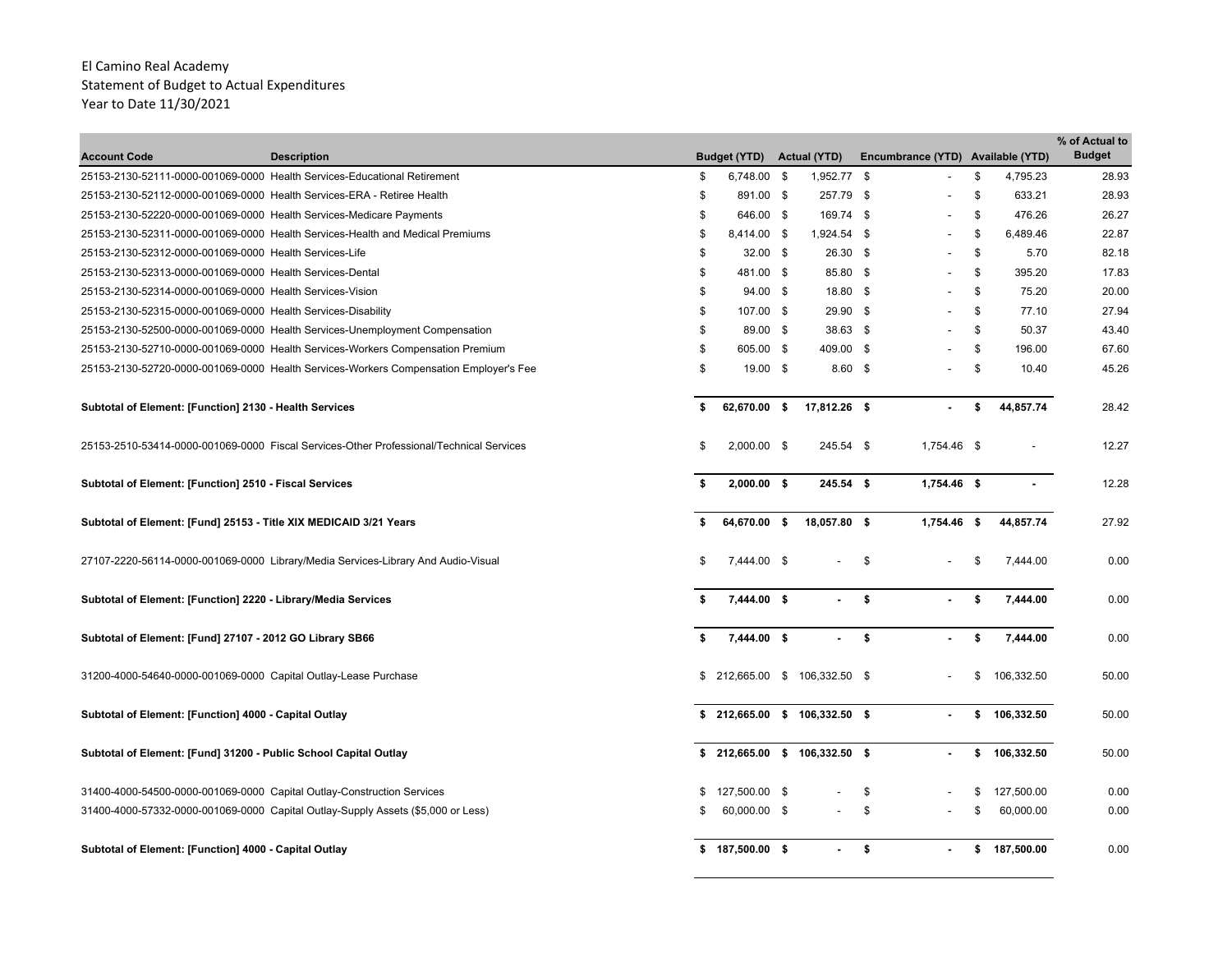El Camino Real Academy
Statement of Budget to Actual Expenditures
Year to Date 11/30/2021

| Account Code | Description | Budget (YTD) | Actual (YTD) | Encumbrance (YTD) | Available (YTD) | % of Actual to Budget |
|---|---|---|---|---|---|---|
| 25153-2130-52111-0000-001069-0000 | Health Services-Educational Retirement | $ 6,748.00 | $ 1,952.77 | $ - | $ 4,795.23 | 28.93 |
| 25153-2130-52112-0000-001069-0000 | Health Services-ERA - Retiree Health | $ 891.00 | $ 257.79 | $ - | $ 633.21 | 28.93 |
| 25153-2130-52220-0000-001069-0000 | Health Services-Medicare Payments | $ 646.00 | $ 169.74 | $ - | $ 476.26 | 26.27 |
| 25153-2130-52311-0000-001069-0000 | Health Services-Health and Medical Premiums | $ 8,414.00 | $ 1,924.54 | $ - | $ 6,489.46 | 22.87 |
| 25153-2130-52312-0000-001069-0000 | Health Services-Life | $ 32.00 | $ 26.30 | $ - | $ 5.70 | 82.18 |
| 25153-2130-52313-0000-001069-0000 | Health Services-Dental | $ 481.00 | $ 85.80 | $ - | $ 395.20 | 17.83 |
| 25153-2130-52314-0000-001069-0000 | Health Services-Vision | $ 94.00 | $ 18.80 | $ - | $ 75.20 | 20.00 |
| 25153-2130-52315-0000-001069-0000 | Health Services-Disability | $ 107.00 | $ 29.90 | $ - | $ 77.10 | 27.94 |
| 25153-2130-52500-0000-001069-0000 | Health Services-Unemployment Compensation | $ 89.00 | $ 38.63 | $ - | $ 50.37 | 43.40 |
| 25153-2130-52710-0000-001069-0000 | Health Services-Workers Compensation Premium | $ 605.00 | $ 409.00 | $ - | $ 196.00 | 67.60 |
| 25153-2130-52720-0000-001069-0000 | Health Services-Workers Compensation Employer's Fee | $ 19.00 | $ 8.60 | $ - | $ 10.40 | 45.26 |
| **Subtotal of Element: [Function] 2130 - Health Services** | | **$ 62,670.00** | **$ 17,812.26** | **$ -** | **$ 44,857.74** | 28.42 |
| 25153-2510-53414-0000-001069-0000 | Fiscal Services-Other Professional/Technical Services | $ 2,000.00 | $ 245.54 | $ 1,754.46 | $ - | 12.27 |
| **Subtotal of Element: [Function] 2510 - Fiscal Services** | | **$ 2,000.00** | **$ 245.54** | **$ 1,754.46** | **$ -** | 12.28 |
| **Subtotal of Element: [Fund] 25153 - Title XIX MEDICAID 3/21 Years** | | **$ 64,670.00** | **$ 18,057.80** | **$ 1,754.46** | **$ 44,857.74** | 27.92 |
| 27107-2220-56114-0000-001069-0000 | Library/Media Services-Library And Audio-Visual | $ 7,444.00 | $ - | $ - | $ 7,444.00 | 0.00 |
| **Subtotal of Element: [Function] 2220 - Library/Media Services** | | **$ 7,444.00** | **$ -** | **$ -** | **$ 7,444.00** | 0.00 |
| **Subtotal of Element: [Fund] 27107 - 2012 GO Library SB66** | | **$ 7,444.00** | **$ -** | **$ -** | **$ 7,444.00** | 0.00 |
| 31200-4000-54640-0000-001069-0000 | Capital Outlay-Lease Purchase | $ 212,665.00 | $ 106,332.50 | $ - | $ 106,332.50 | 50.00 |
| **Subtotal of Element: [Function] 4000 - Capital Outlay** | | **$ 212,665.00** | **$ 106,332.50** | **$ -** | **$ 106,332.50** | 50.00 |
| **Subtotal of Element: [Fund] 31200 - Public School Capital Outlay** | | **$ 212,665.00** | **$ 106,332.50** | **$ -** | **$ 106,332.50** | 50.00 |
| 31400-4000-54500-0000-001069-0000 | Capital Outlay-Construction Services | $ 127,500.00 | $ - | $ - | $ 127,500.00 | 0.00 |
| 31400-4000-57332-0000-001069-0000 | Capital Outlay-Supply Assets ($5,000 or Less) | $ 60,000.00 | $ - | $ - | $ 60,000.00 | 0.00 |
| **Subtotal of Element: [Function] 4000 - Capital Outlay** | | **$ 187,500.00** | **$ -** | **$ -** | **$ 187,500.00** | 0.00 |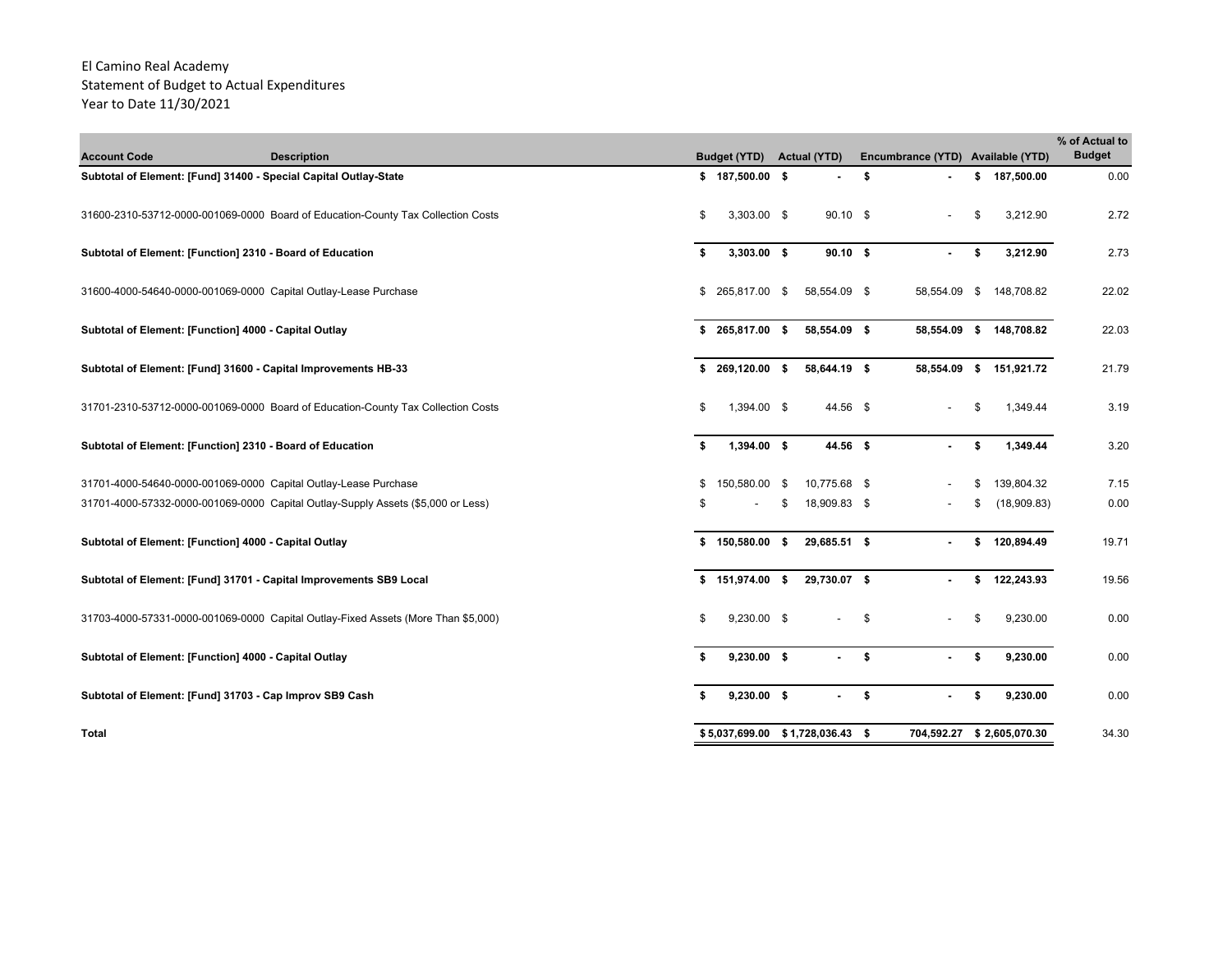El Camino Real Academy
Statement of Budget to Actual Expenditures
Year to Date 11/30/2021

| Account Code | Description | Budget (YTD) | Actual (YTD) | Encumbrance (YTD) | Available (YTD) | % of Actual to Budget |
|---|---|---|---|---|---|---|
| **Subtotal of Element: [Fund] 31400 - Special Capital Outlay-State** | | **$ 187,500.00** | **$ -** | **$ -** | **$ 187,500.00** | 0.00 |
| 31600-2310-53712-0000-001069-0000 | Board of Education-County Tax Collection Costs | $ 3,303.00 | $ 90.10 | $ - | $ 3,212.90 | 2.72 |
| **Subtotal of Element: [Function] 2310 - Board of Education** | | **$ 3,303.00** | **$ 90.10** | **$ -** | **$ 3,212.90** | 2.73 |
| 31600-4000-54640-0000-001069-0000 | Capital Outlay-Lease Purchase | $ 265,817.00 | $ 58,554.09 | $ 58,554.09 | $ 148,708.82 | 22.02 |
| **Subtotal of Element: [Function] 4000 - Capital Outlay** | | **$ 265,817.00** | **$ 58,554.09** | **$ 58,554.09** | **$ 148,708.82** | 22.03 |
| **Subtotal of Element: [Fund] 31600 - Capital Improvements HB-33** | | **$ 269,120.00** | **$ 58,644.19** | **$ 58,554.09** | **$ 151,921.72** | 21.79 |
| 31701-2310-53712-0000-001069-0000 | Board of Education-County Tax Collection Costs | $ 1,394.00 | $ 44.56 | $ - | $ 1,349.44 | 3.19 |
| **Subtotal of Element: [Function] 2310 - Board of Education** | | **$ 1,394.00** | **$ 44.56** | **$ -** | **$ 1,349.44** | 3.20 |
| 31701-4000-54640-0000-001069-0000 | Capital Outlay-Lease Purchase | $ 150,580.00 | $ 10,775.68 | $ - | $ 139,804.32 | 7.15 |
| 31701-4000-57332-0000-001069-0000 | Capital Outlay-Supply Assets ($5,000 or Less) | $ - | $ 18,909.83 | $ - | $ (18,909.83) | 0.00 |
| **Subtotal of Element: [Function] 4000 - Capital Outlay** | | **$ 150,580.00** | **$ 29,685.51** | **$ -** | **$ 120,894.49** | 19.71 |
| **Subtotal of Element: [Fund] 31701 - Capital Improvements SB9 Local** | | **$ 151,974.00** | **$ 29,730.07** | **$ -** | **$ 122,243.93** | 19.56 |
| 31703-4000-57331-0000-001069-0000 | Capital Outlay-Fixed Assets (More Than $5,000) | $ 9,230.00 | $ - | $ - | $ 9,230.00 | 0.00 |
| **Subtotal of Element: [Function] 4000 - Capital Outlay** | | **$ 9,230.00** | **$ -** | **$ -** | **$ 9,230.00** | 0.00 |
| **Subtotal of Element: [Fund] 31703 - Cap Improv SB9 Cash** | | **$ 9,230.00** | **$ -** | **$ -** | **$ 9,230.00** | 0.00 |
| **Total** | | **$ 5,037,699.00** | **$ 1,728,036.43** | **$ 704,592.27** | **$ 2,605,070.30** | 34.30 |